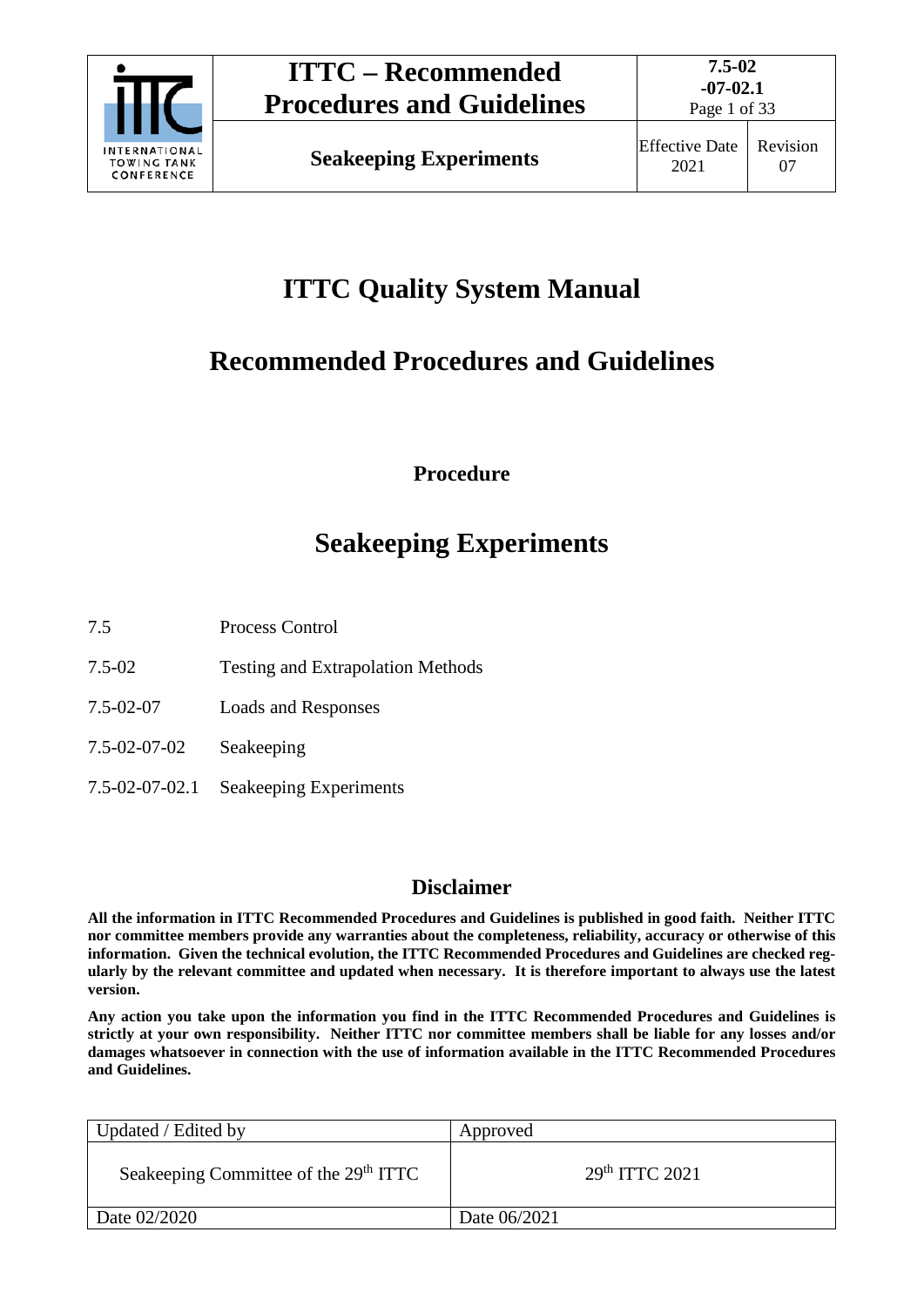# ITTC Quality System Manual

# Recommended Procedures and Guidelines

### Procedure

## Seakeeping Experiments

| | |
|---|---|
| 7.5 | Process Control |
| 7.5-02 | Testing and Extrapolation Methods |
| 7.5-02-07 | Loads and Responses |
| 7.5-02-07-02 | Seakeeping |
| 7.5-02-07-02.1 | Seakeeping Experiments |

### Disclaimer

**All the information in ITTC Recommended Procedures and Guidelines is published in good faith. Neither ITTC nor committee members provide any warranties about the completeness, reliability, accuracy or otherwise of this information. Given the technical evolution, the ITTC Recommended Procedures and Guidelines are checked regularly by the relevant committee and updated when necessary. It is therefore important to always use the latest version.**

**Any action you take upon the information you find in the ITTC Recommended Procedures and Guidelines is strictly at your own responsibility. Neither ITTC nor committee members shall be liable for any losses and/or damages whatsoever in connection with the use of information available in the ITTC Recommended Procedures and Guidelines.**

| Updated / Edited by | Approved |
|---|---|
| Seakeeping Committee of the 29th ITTC | 29th ITTC 2021 |
| Date 02/2020 | Date 06/2021 |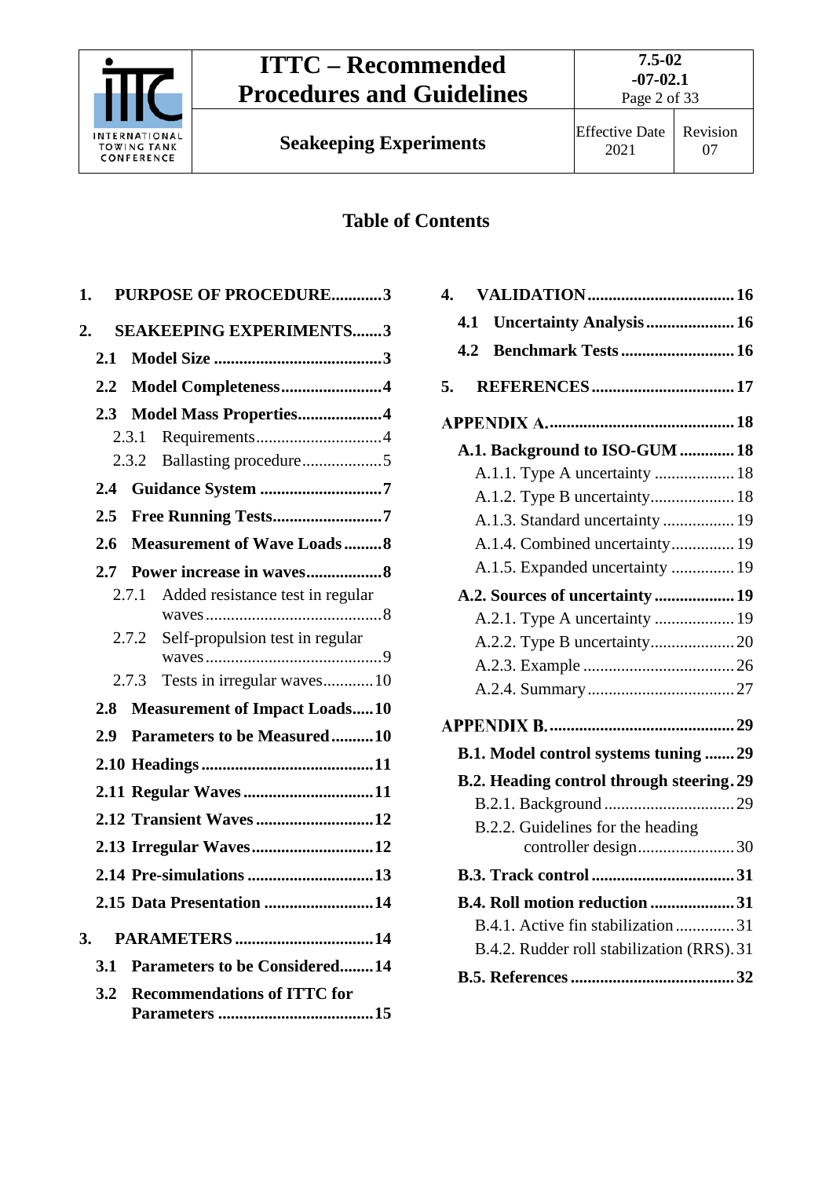## Table of Contents

1. **PURPOSE OF PROCEDURE** ............ 3
2. **SEAKEEPING EXPERIMENTS** ....... 3
   - **2.1 Model Size** ........................................ 3
   - **2.2 Model Completeness** ........................ 4
   - **2.3 Model Mass Properties** .................... 4
     - 2.3.1 Requirements ............................. 4
     - 2.3.2 Ballasting procedure .................. 5
   - **2.4 Guidance System** ............................ 7
   - **2.5 Free Running Tests** .......................... 7
   - **2.6 Measurement of Wave Loads** ......... 8
   - **2.7 Power increase in waves** .................. 8
     - 2.7.1 Added resistance test in regular waves ......................................... 8
     - 2.7.2 Self-propulsion test in regular waves ......................................... 9
     - 2.7.3 Tests in irregular waves ............ 10
   - **2.8 Measurement of Impact Loads** ..... 10
   - **2.9 Parameters to be Measured** .......... 10
   - **2.10 Headings** ......................................... 11
   - **2.11 Regular Waves** ............................... 11
   - **2.12 Transient Waves** ............................ 12
   - **2.13 Irregular Waves** ............................. 12
   - **2.14 Pre-simulations** .............................. 13
   - **2.15 Data Presentation** .......................... 14
3. **PARAMETERS** ................................. 14
   - **3.1 Parameters to be Considered** ........ 14
   - **3.2 Recommendations of ITTC for Parameters** ..................................... 15
4. **VALIDATION** .................................. 16
   - **4.1 Uncertainty Analysis** ..................... 16
   - **4.2 Benchmark Tests** ........................... 16
5. **REFERENCES** .................................. 17

**APPENDIX A.** ............................................ 18
- **A.1. Background to ISO-GUM** ............. 18
  - A.1.1. Type A uncertainty ................... 18
  - A.1.2. Type B uncertainty .................... 18
  - A.1.3. Standard uncertainty ................. 19
  - A.1.4. Combined uncertainty ............... 19
  - A.1.5. Expanded uncertainty ............... 19
- **A.2. Sources of uncertainty** ................... 19
  - A.2.1. Type A uncertainty ................... 19
  - A.2.2. Type B uncertainty .................... 20
  - A.2.3. Example .................................... 26
  - A.2.4. Summary ................................... 27

**APPENDIX B.** ............................................ 29
- **B.1. Model control systems tuning** ....... 29
- **B.2. Heading control through steering** . 29
  - B.2.1. Background ............................... 29
  - B.2.2. Guidelines for the heading controller design ....................... 30
- **B.3. Track control** .................................. 31
- **B.4. Roll motion reduction** .................... 31
  - B.4.1. Active fin stabilization ............. 31
  - B.4.2. Rudder roll stabilization (RRS) . 31
- **B.5. References** ....................................... 32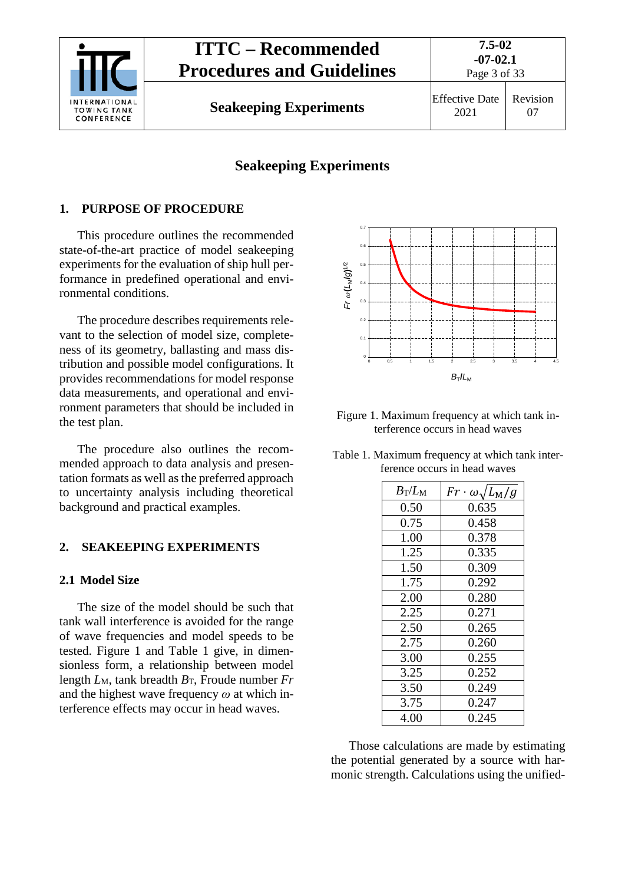# Seakeeping Experiments

## 1. PURPOSE OF PROCEDURE

This procedure outlines the recommended state-of-the-art practice of model seakeeping experiments for the evaluation of ship hull performance in predefined operational and environmental conditions.

The procedure describes requirements relevant to the selection of model size, completeness of its geometry, ballasting and mass distribution and possible model configurations. It provides recommendations for model response data measurements, and operational and environment parameters that should be included in the test plan.

The procedure also outlines the recommended approach to data analysis and presentation formats as well as the preferred approach to uncertainty analysis including theoretical background and practical examples.

## 2. SEAKEEPING EXPERIMENTS

### 2.1 Model Size

The size of the model should be such that tank wall interference is avoided for the range of wave frequencies and model speeds to be tested. Figure 1 and Table 1 give, in dimensionless form, a relationship between model length $L_M$, tank breadth $B_T$, Froude number $Fr$ and the highest wave frequency $\omega$ at which interference effects may occur in head waves.

Figure 1. Maximum frequency at which tank interference occurs in head waves

Table 1. Maximum frequency at which tank interference occurs in head waves

| $B_T/L_M$ | $Fr \cdot \omega\sqrt{L_M/g}$ |
|---|---|
| 0.50 | 0.635 |
| 0.75 | 0.458 |
| 1.00 | 0.378 |
| 1.25 | 0.335 |
| 1.50 | 0.309 |
| 1.75 | 0.292 |
| 2.00 | 0.280 |
| 2.25 | 0.271 |
| 2.50 | 0.265 |
| 2.75 | 0.260 |
| 3.00 | 0.255 |
| 3.25 | 0.252 |
| 3.50 | 0.249 |
| 3.75 | 0.247 |
| 4.00 | 0.245 |

Those calculations are made by estimating the potential generated by a source with harmonic strength. Calculations using the unified-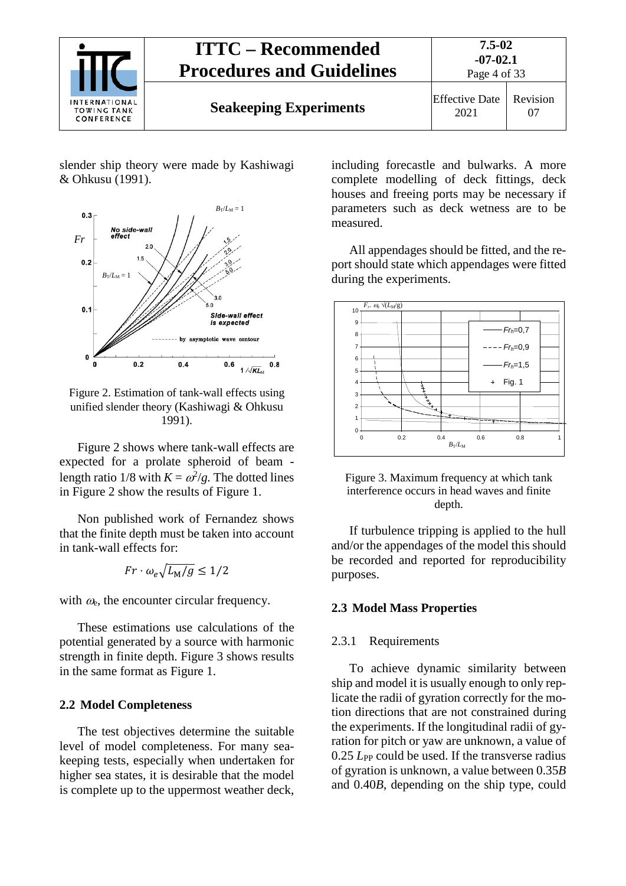slender ship theory were made by Kashiwagi & Ohkusu (1991).

Figure 2. Estimation of tank-wall effects using unified slender theory (Kashiwagi & Ohkusu 1991).

Figure 2 shows where tank-wall effects are expected for a prolate spheroid of beam - length ratio 1/8 with $K = \omega^2/g$. The dotted lines in Figure 2 show the results of Figure 1.

Non published work of Fernandez shows that the finite depth must be taken into account in tank-wall effects for:

$$Fr \cdot \omega_e \sqrt{L_M/g} \leq 1/2$$

with $\omega_e$, the encounter circular frequency.

These estimations use calculations of the potential generated by a source with harmonic strength in finite depth. Figure 3 shows results in the same format as Figure 1.

## 2.2 Model Completeness

The test objectives determine the suitable level of model completeness. For many seakeeping tests, especially when undertaken for higher sea states, it is desirable that the model is complete up to the uppermost weather deck, including forecastle and bulwarks. A more complete modelling of deck fittings, deck houses and freeing ports may be necessary if parameters such as deck wetness are to be measured.

All appendages should be fitted, and the report should state which appendages were fitted during the experiments.

Figure 3. Maximum frequency at which tank interference occurs in head waves and finite depth.

If turbulence tripping is applied to the hull and/or the appendages of the model this should be recorded and reported for reproducibility purposes.

## 2.3 Model Mass Properties

### 2.3.1 Requirements

To achieve dynamic similarity between ship and model it is usually enough to only replicate the radii of gyration correctly for the motion directions that are not constrained during the experiments. If the longitudinal radii of gyration for pitch or yaw are unknown, a value of 0.25 $L_{PP}$ could be used. If the transverse radius of gyration is unknown, a value between 0.35$B$ and 0.40$B$, depending on the ship type, could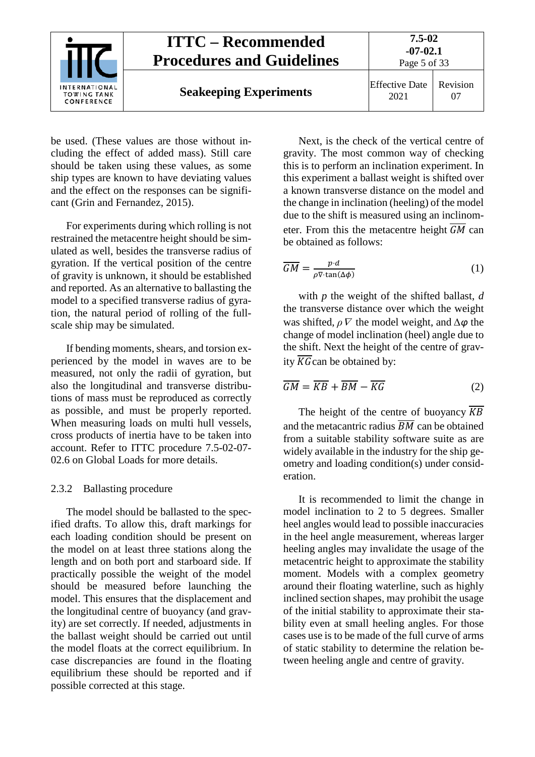be used. (These values are those without including the effect of added mass). Still care should be taken using these values, as some ship types are known to have deviating values and the effect on the responses can be significant (Grin and Fernandez, 2015).

For experiments during which rolling is not restrained the metacentre height should be simulated as well, besides the transverse radius of gyration. If the vertical position of the centre of gravity is unknown, it should be established and reported. As an alternative to ballasting the model to a specified transverse radius of gyration, the natural period of rolling of the full-scale ship may be simulated.

If bending moments, shears, and torsion experienced by the model in waves are to be measured, not only the radii of gyration, but also the longitudinal and transverse distributions of mass must be reproduced as correctly as possible, and must be properly reported. When measuring loads on multi hull vessels, cross products of inertia have to be taken into account. Refer to ITTC procedure 7.5-02-07-02.6 on Global Loads for more details.

### 2.3.2 Ballasting procedure

The model should be ballasted to the specified drafts. To allow this, draft markings for each loading condition should be present on the model on at least three stations along the length and on both port and starboard side. If practically possible the weight of the model should be measured before launching the model. This ensures that the displacement and the longitudinal centre of buoyancy (and gravity) are set correctly. If needed, adjustments in the ballast weight should be carried out until the model floats at the correct equilibrium. In case discrepancies are found in the floating equilibrium these should be reported and if possible corrected at this stage.

Next, is the check of the vertical centre of gravity. The most common way of checking this is to perform an inclination experiment. In this experiment a ballast weight is shifted over a known transverse distance on the model and the change in inclination (heeling) of the model due to the shift is measured using an inclinometer. From this the metacentre height $\overline{GM}$ can be obtained as follows:

$$\overline{GM} = \frac{p \cdot d}{\rho \nabla \cdot \tan(\Delta\phi)} \tag{1}$$

with $p$ the weight of the shifted ballast, $d$ the transverse distance over which the weight was shifted, $\rho \nabla$ the model weight, and $\Delta\varphi$ the change of model inclination (heel) angle due to the shift. Next the height of the centre of gravity $\overline{KG}$ can be obtained by:

$$\overline{GM} = \overline{KB} + \overline{BM} - \overline{KG} \tag{2}$$

The height of the centre of buoyancy $\overline{KB}$ and the metacantric radius $\overline{BM}$ can be obtained from a suitable stability software suite as are widely available in the industry for the ship geometry and loading condition(s) under consideration.

It is recommended to limit the change in model inclination to 2 to 5 degrees. Smaller heel angles would lead to possible inaccuracies in the heel angle measurement, whereas larger heeling angles may invalidate the usage of the metacentric height to approximate the stability moment. Models with a complex geometry around their floating waterline, such as highly inclined section shapes, may prohibit the usage of the initial stability to approximate their stability even at small heeling angles. For those cases use is to be made of the full curve of arms of static stability to determine the relation between heeling angle and centre of gravity.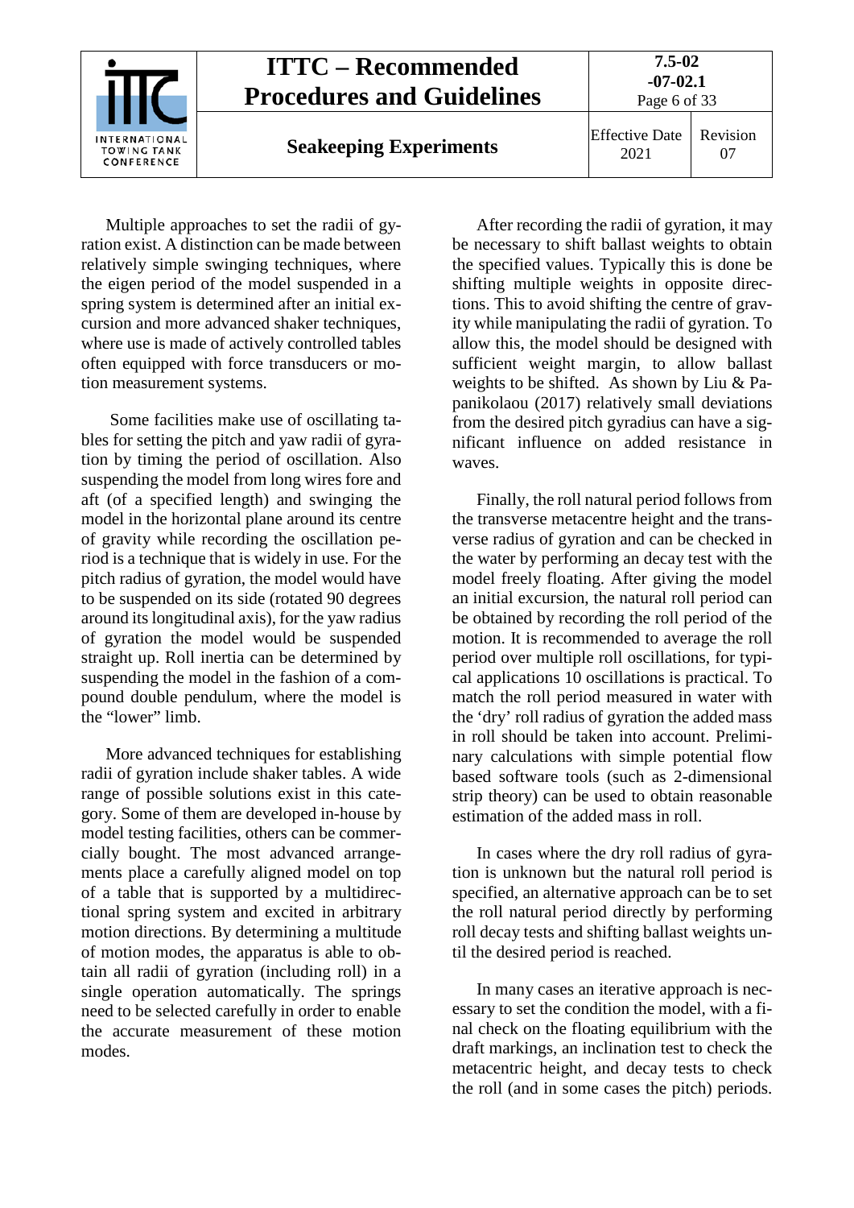Multiple approaches to set the radii of gyration exist. A distinction can be made between relatively simple swinging techniques, where the eigen period of the model suspended in a spring system is determined after an initial excursion and more advanced shaker techniques, where use is made of actively controlled tables often equipped with force transducers or motion measurement systems.

Some facilities make use of oscillating tables for setting the pitch and yaw radii of gyration by timing the period of oscillation. Also suspending the model from long wires fore and aft (of a specified length) and swinging the model in the horizontal plane around its centre of gravity while recording the oscillation period is a technique that is widely in use. For the pitch radius of gyration, the model would have to be suspended on its side (rotated 90 degrees around its longitudinal axis), for the yaw radius of gyration the model would be suspended straight up. Roll inertia can be determined by suspending the model in the fashion of a compound double pendulum, where the model is the "lower" limb.

More advanced techniques for establishing radii of gyration include shaker tables. A wide range of possible solutions exist in this category. Some of them are developed in-house by model testing facilities, others can be commercially bought. The most advanced arrangements place a carefully aligned model on top of a table that is supported by a multidirectional spring system and excited in arbitrary motion directions. By determining a multitude of motion modes, the apparatus is able to obtain all radii of gyration (including roll) in a single operation automatically. The springs need to be selected carefully in order to enable the accurate measurement of these motion modes.

After recording the radii of gyration, it may be necessary to shift ballast weights to obtain the specified values. Typically this is done be shifting multiple weights in opposite directions. This to avoid shifting the centre of gravity while manipulating the radii of gyration. To allow this, the model should be designed with sufficient weight margin, to allow ballast weights to be shifted. As shown by Liu & Papanikolaou (2017) relatively small deviations from the desired pitch gyradius can have a significant influence on added resistance in waves.

Finally, the roll natural period follows from the transverse metacentre height and the transverse radius of gyration and can be checked in the water by performing an decay test with the model freely floating. After giving the model an initial excursion, the natural roll period can be obtained by recording the roll period of the motion. It is recommended to average the roll period over multiple roll oscillations, for typical applications 10 oscillations is practical. To match the roll period measured in water with the 'dry' roll radius of gyration the added mass in roll should be taken into account. Preliminary calculations with simple potential flow based software tools (such as 2-dimensional strip theory) can be used to obtain reasonable estimation of the added mass in roll.

In cases where the dry roll radius of gyration is unknown but the natural roll period is specified, an alternative approach can be to set the roll natural period directly by performing roll decay tests and shifting ballast weights until the desired period is reached.

In many cases an iterative approach is necessary to set the condition the model, with a final check on the floating equilibrium with the draft markings, an inclination test to check the metacentric height, and decay tests to check the roll (and in some cases the pitch) periods.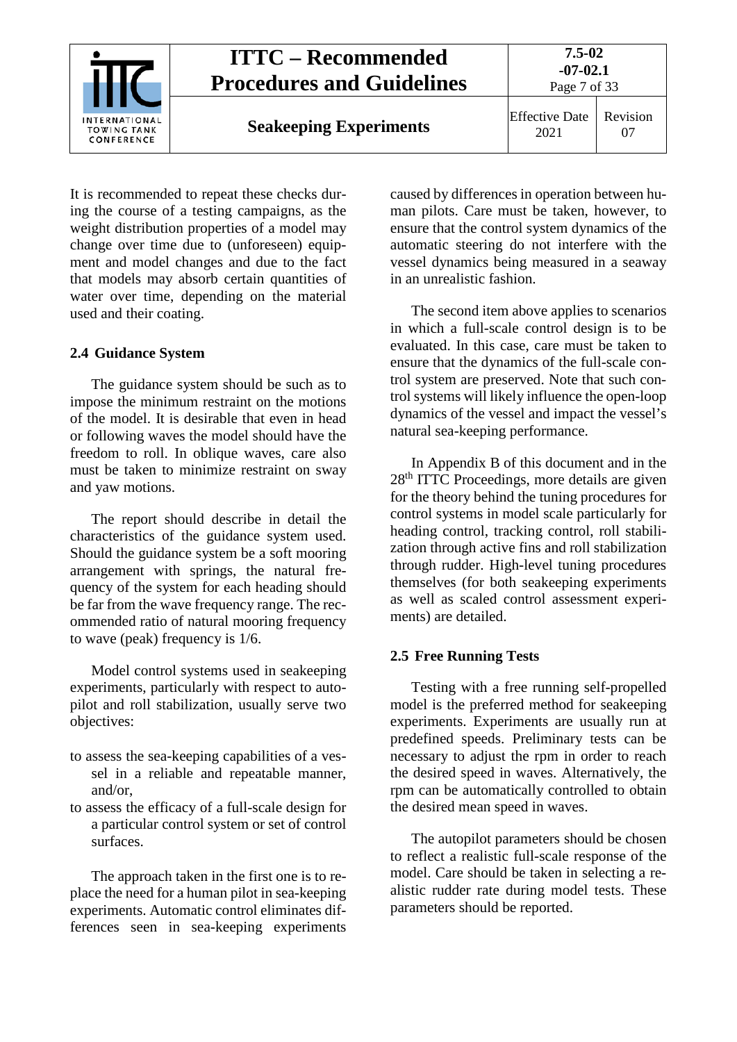It is recommended to repeat these checks during the course of a testing campaigns, as the weight distribution properties of a model may change over time due to (unforeseen) equipment and model changes and due to the fact that models may absorb certain quantities of water over time, depending on the material used and their coating.

## 2.4 Guidance System

The guidance system should be such as to impose the minimum restraint on the motions of the model. It is desirable that even in head or following waves the model should have the freedom to roll. In oblique waves, care also must be taken to minimize restraint on sway and yaw motions.

The report should describe in detail the characteristics of the guidance system used. Should the guidance system be a soft mooring arrangement with springs, the natural frequency of the system for each heading should be far from the wave frequency range. The recommended ratio of natural mooring frequency to wave (peak) frequency is 1/6.

Model control systems used in seakeeping experiments, particularly with respect to autopilot and roll stabilization, usually serve two objectives:

- to assess the sea-keeping capabilities of a vessel in a reliable and repeatable manner, and/or,
- to assess the efficacy of a full-scale design for a particular control system or set of control surfaces.

The approach taken in the first one is to replace the need for a human pilot in sea-keeping experiments. Automatic control eliminates differences seen in sea-keeping experiments caused by differences in operation between human pilots. Care must be taken, however, to ensure that the control system dynamics of the automatic steering do not interfere with the vessel dynamics being measured in a seaway in an unrealistic fashion.

The second item above applies to scenarios in which a full-scale control design is to be evaluated. In this case, care must be taken to ensure that the dynamics of the full-scale control system are preserved. Note that such control systems will likely influence the open-loop dynamics of the vessel and impact the vessel's natural sea-keeping performance.

In Appendix B of this document and in the 28th ITTC Proceedings, more details are given for the theory behind the tuning procedures for control systems in model scale particularly for heading control, tracking control, roll stabilization through active fins and roll stabilization through rudder. High-level tuning procedures themselves (for both seakeeping experiments as well as scaled control assessment experiments) are detailed.

## 2.5 Free Running Tests

Testing with a free running self-propelled model is the preferred method for seakeeping experiments. Experiments are usually run at predefined speeds. Preliminary tests can be necessary to adjust the rpm in order to reach the desired speed in waves. Alternatively, the rpm can be automatically controlled to obtain the desired mean speed in waves.

The autopilot parameters should be chosen to reflect a realistic full-scale response of the model. Care should be taken in selecting a realistic rudder rate during model tests. These parameters should be reported.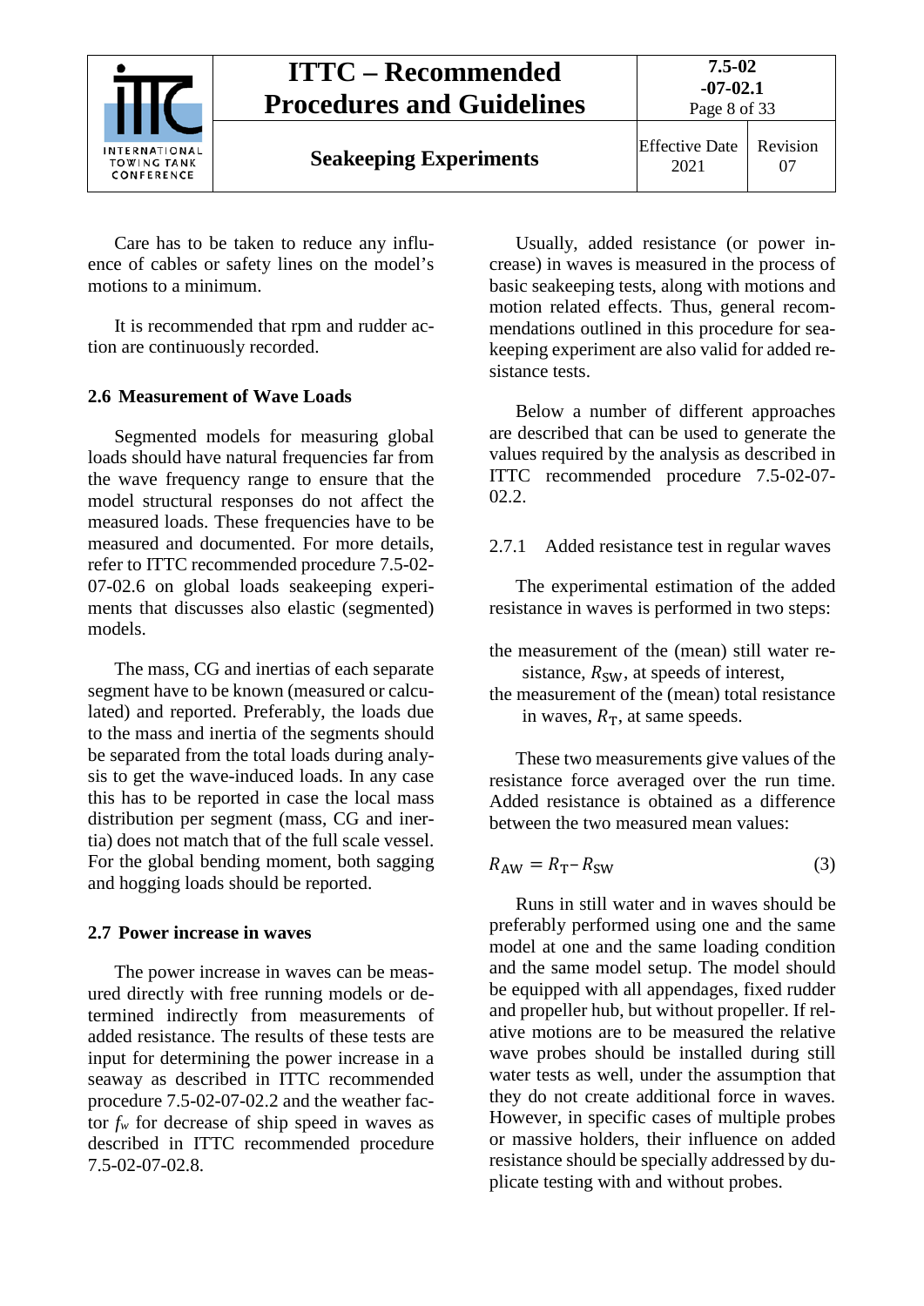Care has to be taken to reduce any influence of cables or safety lines on the model's motions to a minimum.

It is recommended that rpm and rudder action are continuously recorded.

## 2.6 Measurement of Wave Loads

Segmented models for measuring global loads should have natural frequencies far from the wave frequency range to ensure that the model structural responses do not affect the measured loads. These frequencies have to be measured and documented. For more details, refer to ITTC recommended procedure 7.5-02-07-02.6 on global loads seakeeping experiments that discusses also elastic (segmented) models.

The mass, CG and inertias of each separate segment have to be known (measured or calculated) and reported. Preferably, the loads due to the mass and inertia of the segments should be separated from the total loads during analysis to get the wave-induced loads. In any case this has to be reported in case the local mass distribution per segment (mass, CG and inertia) does not match that of the full scale vessel. For the global bending moment, both sagging and hogging loads should be reported.

## 2.7 Power increase in waves

The power increase in waves can be measured directly with free running models or determined indirectly from measurements of added resistance. The results of these tests are input for determining the power increase in a seaway as described in ITTC recommended procedure 7.5-02-07-02.2 and the weather factor $f_w$ for decrease of ship speed in waves as described in ITTC recommended procedure 7.5-02-07-02.8.

Usually, added resistance (or power increase) in waves is measured in the process of basic seakeeping tests, along with motions and motion related effects. Thus, general recommendations outlined in this procedure for seakeeping experiment are also valid for added resistance tests.

Below a number of different approaches are described that can be used to generate the values required by the analysis as described in ITTC recommended procedure 7.5-02-07-02.2.

### 2.7.1 Added resistance test in regular waves

The experimental estimation of the added resistance in waves is performed in two steps:

the measurement of the (mean) still water resistance, $R_{\mathrm{SW}}$, at speeds of interest,
the measurement of the (mean) total resistance in waves, $R_{\mathrm{T}}$, at same speeds.

These two measurements give values of the resistance force averaged over the run time. Added resistance is obtained as a difference between the two measured mean values:

$$R_{\mathrm{AW}} = R_{\mathrm{T}} - R_{\mathrm{SW}} \tag{3}$$

Runs in still water and in waves should be preferably performed using one and the same model at one and the same loading condition and the same model setup. The model should be equipped with all appendages, fixed rudder and propeller hub, but without propeller. If relative motions are to be measured the relative wave probes should be installed during still water tests as well, under the assumption that they do not create additional force in waves. However, in specific cases of multiple probes or massive holders, their influence on added resistance should be specially addressed by duplicate testing with and without probes.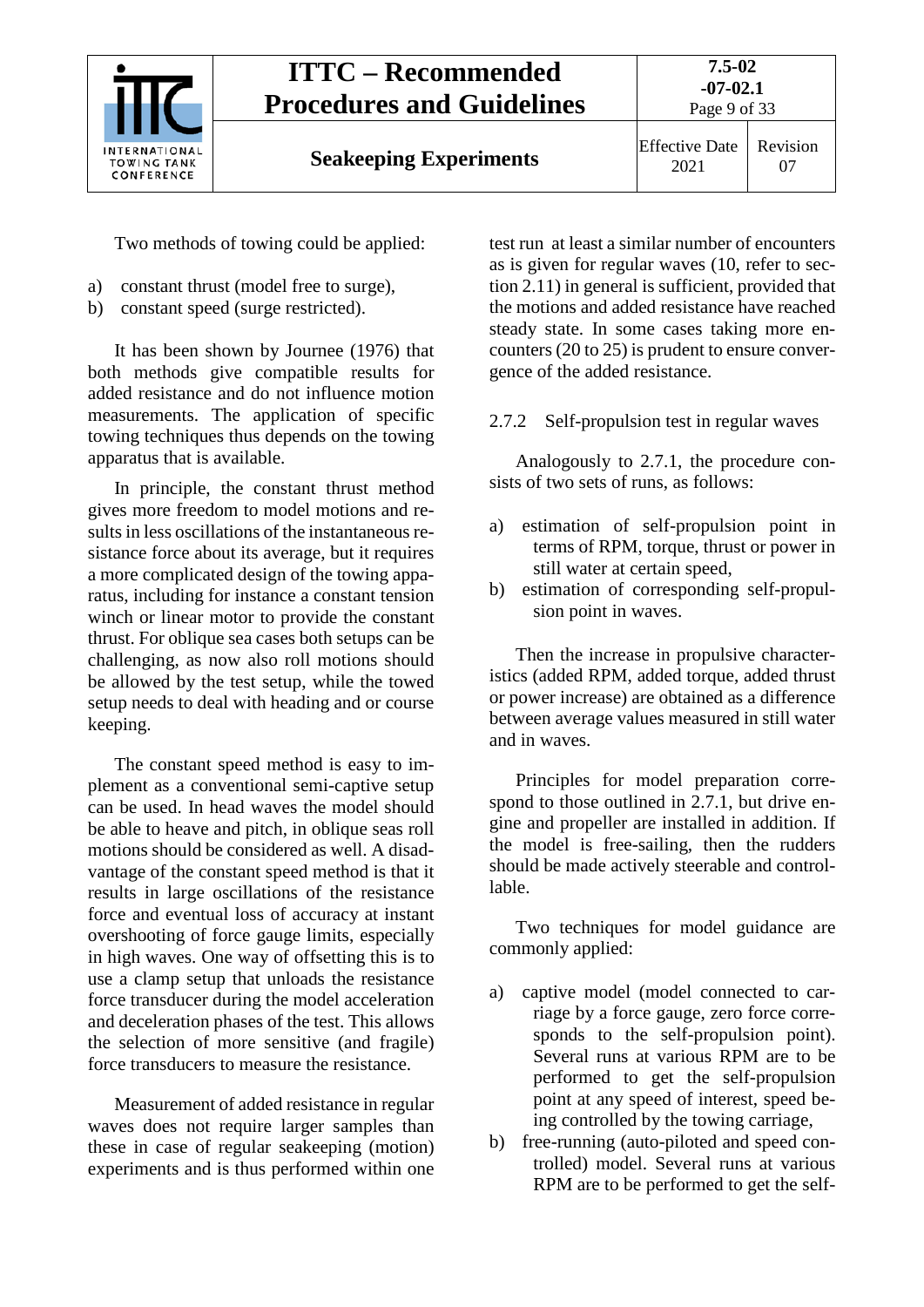Two methods of towing could be applied:

a) constant thrust (model free to surge),
b) constant speed (surge restricted).

It has been shown by Journee (1976) that both methods give compatible results for added resistance and do not influence motion measurements. The application of specific towing techniques thus depends on the towing apparatus that is available.

In principle, the constant thrust method gives more freedom to model motions and results in less oscillations of the instantaneous resistance force about its average, but it requires a more complicated design of the towing apparatus, including for instance a constant tension winch or linear motor to provide the constant thrust. For oblique sea cases both setups can be challenging, as now also roll motions should be allowed by the test setup, while the towed setup needs to deal with heading and or course keeping.

The constant speed method is easy to implement as a conventional semi-captive setup can be used. In head waves the model should be able to heave and pitch, in oblique seas roll motions should be considered as well. A disadvantage of the constant speed method is that it results in large oscillations of the resistance force and eventual loss of accuracy at instant overshooting of force gauge limits, especially in high waves. One way of offsetting this is to use a clamp setup that unloads the resistance force transducer during the model acceleration and deceleration phases of the test. This allows the selection of more sensitive (and fragile) force transducers to measure the resistance.

Measurement of added resistance in regular waves does not require larger samples than these in case of regular seakeeping (motion) experiments and is thus performed within one test run at least a similar number of encounters as is given for regular waves (10, refer to section 2.11) in general is sufficient, provided that the motions and added resistance have reached steady state. In some cases taking more encounters (20 to 25) is prudent to ensure convergence of the added resistance.

### 2.7.2 Self-propulsion test in regular waves

Analogously to 2.7.1, the procedure consists of two sets of runs, as follows:

a) estimation of self-propulsion point in terms of RPM, torque, thrust or power in still water at certain speed,
b) estimation of corresponding self-propulsion point in waves.

Then the increase in propulsive characteristics (added RPM, added torque, added thrust or power increase) are obtained as a difference between average values measured in still water and in waves.

Principles for model preparation correspond to those outlined in 2.7.1, but drive engine and propeller are installed in addition. If the model is free-sailing, then the rudders should be made actively steerable and controllable.

Two techniques for model guidance are commonly applied:

a) captive model (model connected to carriage by a force gauge, zero force corresponds to the self-propulsion point). Several runs at various RPM are to be performed to get the self-propulsion point at any speed of interest, speed being controlled by the towing carriage,
b) free-running (auto-piloted and speed controlled) model. Several runs at various RPM are to be performed to get the self-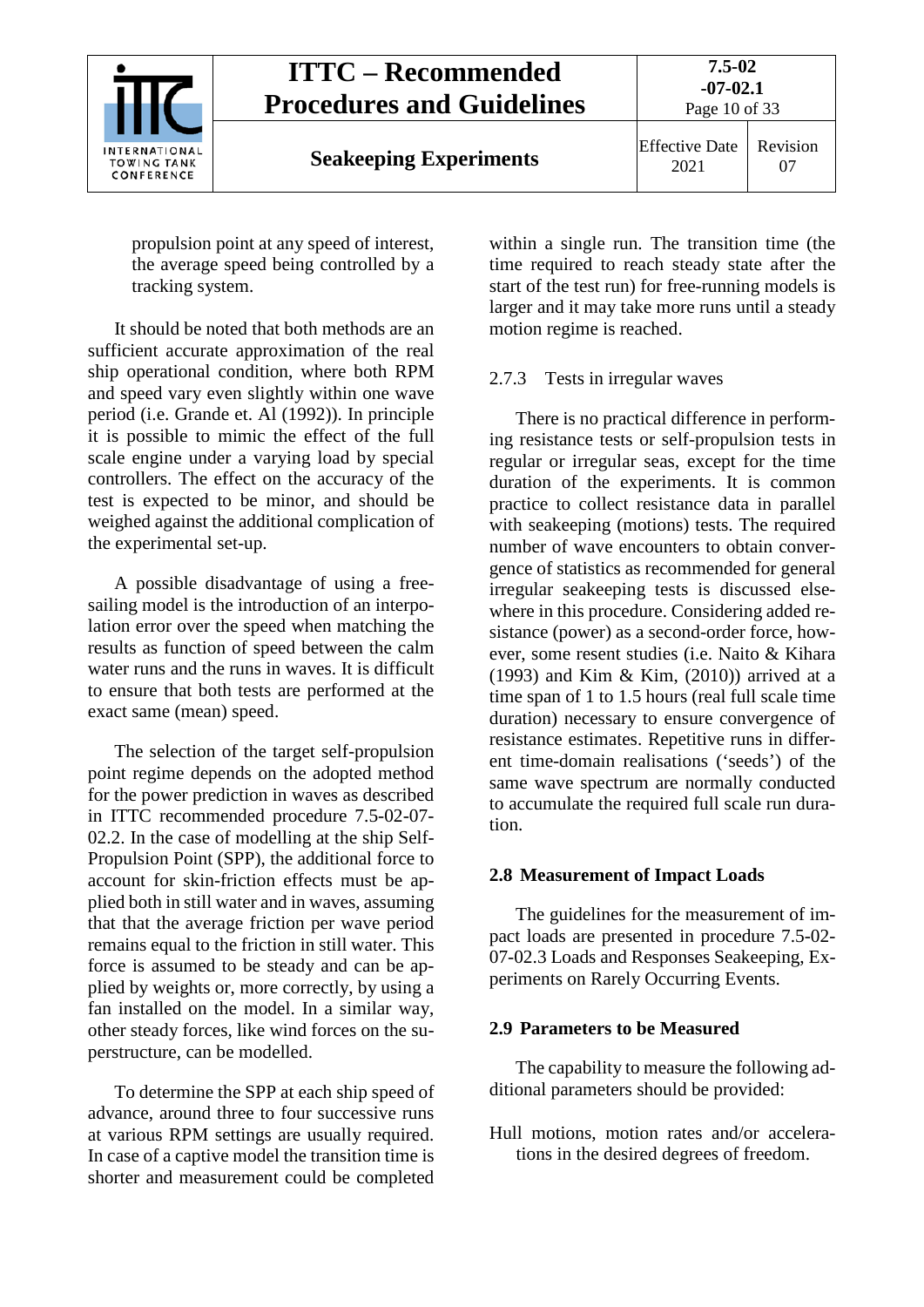propulsion point at any speed of interest, the average speed being controlled by a tracking system.

It should be noted that both methods are an sufficient accurate approximation of the real ship operational condition, where both RPM and speed vary even slightly within one wave period (i.e. Grande et. Al (1992)). In principle it is possible to mimic the effect of the full scale engine under a varying load by special controllers. The effect on the accuracy of the test is expected to be minor, and should be weighed against the additional complication of the experimental set-up.

A possible disadvantage of using a free-sailing model is the introduction of an interpolation error over the speed when matching the results as function of speed between the calm water runs and the runs in waves. It is difficult to ensure that both tests are performed at the exact same (mean) speed.

The selection of the target self-propulsion point regime depends on the adopted method for the power prediction in waves as described in ITTC recommended procedure 7.5-02-07-02.2. In the case of modelling at the ship Self-Propulsion Point (SPP), the additional force to account for skin-friction effects must be applied both in still water and in waves, assuming that that the average friction per wave period remains equal to the friction in still water. This force is assumed to be steady and can be applied by weights or, more correctly, by using a fan installed on the model. In a similar way, other steady forces, like wind forces on the superstructure, can be modelled.

To determine the SPP at each ship speed of advance, around three to four successive runs at various RPM settings are usually required. In case of a captive model the transition time is shorter and measurement could be completed within a single run. The transition time (the time required to reach steady state after the start of the test run) for free-running models is larger and it may take more runs until a steady motion regime is reached.

### 2.7.3 Tests in irregular waves

There is no practical difference in performing resistance tests or self-propulsion tests in regular or irregular seas, except for the time duration of the experiments. It is common practice to collect resistance data in parallel with seakeeping (motions) tests. The required number of wave encounters to obtain convergence of statistics as recommended for general irregular seakeeping tests is discussed elsewhere in this procedure. Considering added resistance (power) as a second-order force, however, some resent studies (i.e. Naito & Kihara (1993) and Kim & Kim, (2010)) arrived at a time span of 1 to 1.5 hours (real full scale time duration) necessary to ensure convergence of resistance estimates. Repetitive runs in different time-domain realisations ('seeds') of the same wave spectrum are normally conducted to accumulate the required full scale run duration.

## 2.8 Measurement of Impact Loads

The guidelines for the measurement of impact loads are presented in procedure 7.5-02-07-02.3 Loads and Responses Seakeeping, Experiments on Rarely Occurring Events.

## 2.9 Parameters to be Measured

The capability to measure the following additional parameters should be provided:

Hull motions, motion rates and/or accelerations in the desired degrees of freedom.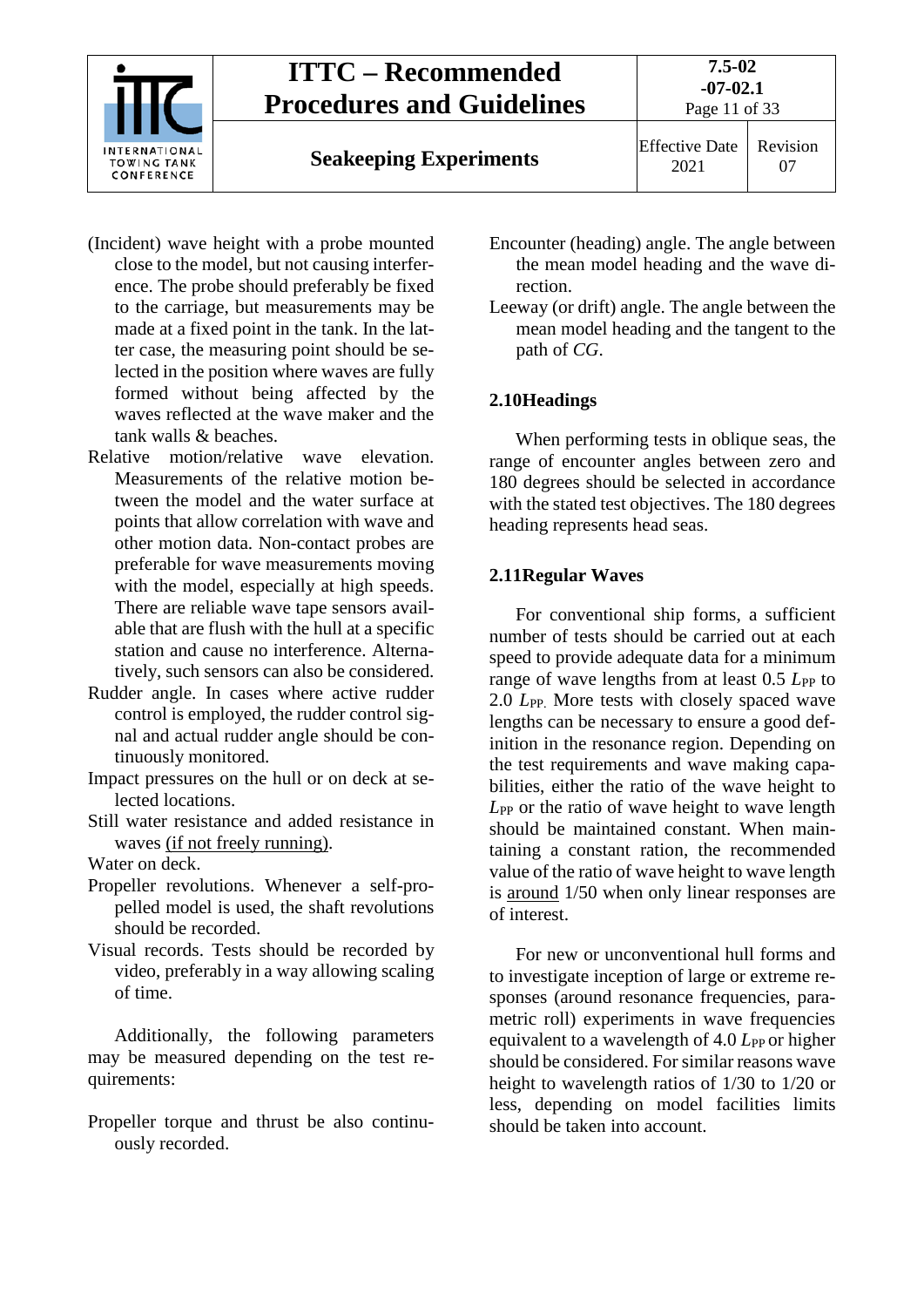(Incident) wave height with a probe mounted close to the model, but not causing interference. The probe should preferably be fixed to the carriage, but measurements may be made at a fixed point in the tank. In the latter case, the measuring point should be selected in the position where waves are fully formed without being affected by the waves reflected at the wave maker and the tank walls & beaches.

Relative motion/relative wave elevation. Measurements of the relative motion between the model and the water surface at points that allow correlation with wave and other motion data. Non-contact probes are preferable for wave measurements moving with the model, especially at high speeds. There are reliable wave tape sensors available that are flush with the hull at a specific station and cause no interference. Alternatively, such sensors can also be considered.

Rudder angle. In cases where active rudder control is employed, the rudder control signal and actual rudder angle should be continuously monitored.

Impact pressures on the hull or on deck at selected locations.

Still water resistance and added resistance in waves (if not freely running).

Water on deck.

Propeller revolutions. Whenever a self-propelled model is used, the shaft revolutions should be recorded.

Visual records. Tests should be recorded by video, preferably in a way allowing scaling of time.

Additionally, the following parameters may be measured depending on the test requirements:

Propeller torque and thrust be also continuously recorded.

Encounter (heading) angle. The angle between the mean model heading and the wave direction.

Leeway (or drift) angle. The angle between the mean model heading and the tangent to the path of *CG*.

## 2.10 Headings

When performing tests in oblique seas, the range of encounter angles between zero and 180 degrees should be selected in accordance with the stated test objectives. The 180 degrees heading represents head seas.

## 2.11 Regular Waves

For conventional ship forms, a sufficient number of tests should be carried out at each speed to provide adequate data for a minimum range of wave lengths from at least 0.5 $L_{PP}$ to 2.0 $L_{PP}$. More tests with closely spaced wave lengths can be necessary to ensure a good definition in the resonance region. Depending on the test requirements and wave making capabilities, either the ratio of the wave height to $L_{PP}$ or the ratio of wave height to wave length should be maintained constant. When maintaining a constant ration, the recommended value of the ratio of wave height to wave length is around 1/50 when only linear responses are of interest.

For new or unconventional hull forms and to investigate inception of large or extreme responses (around resonance frequencies, parametric roll) experiments in wave frequencies equivalent to a wavelength of 4.0 $L_{PP}$ or higher should be considered. For similar reasons wave height to wavelength ratios of 1/30 to 1/20 or less, depending on model facilities limits should be taken into account.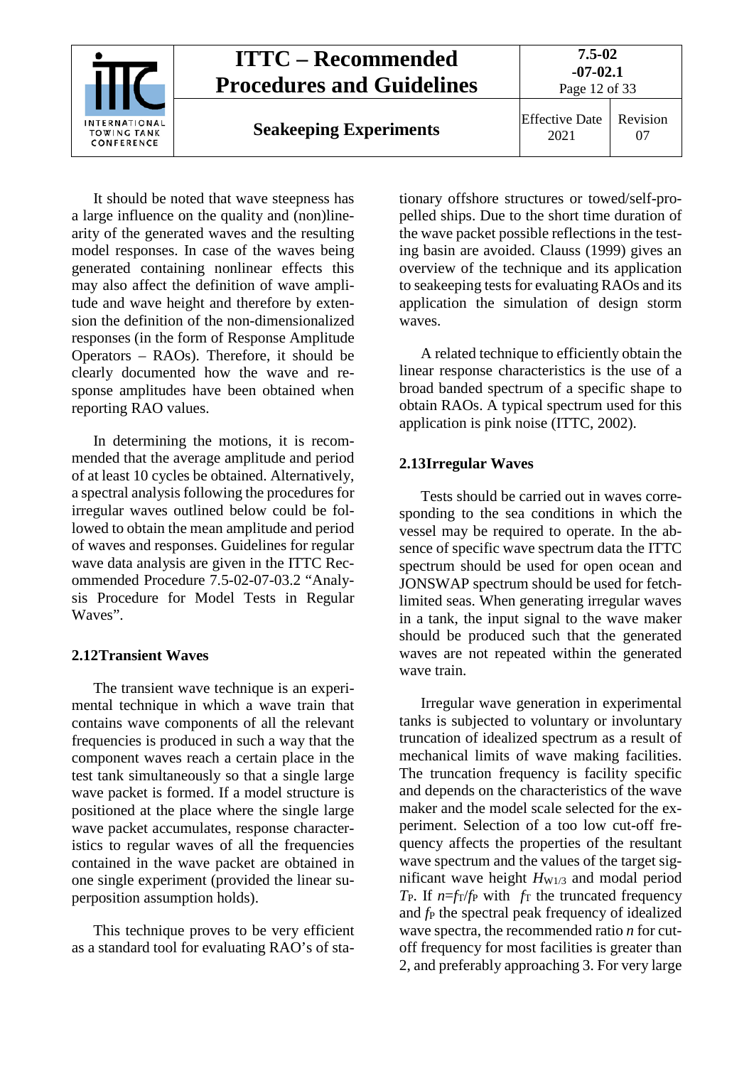It should be noted that wave steepness has a large influence on the quality and (non)linearity of the generated waves and the resulting model responses. In case of the waves being generated containing nonlinear effects this may also affect the definition of wave amplitude and wave height and therefore by extension the definition of the non-dimensionalized responses (in the form of Response Amplitude Operators – RAOs). Therefore, it should be clearly documented how the wave and response amplitudes have been obtained when reporting RAO values.

In determining the motions, it is recommended that the average amplitude and period of at least 10 cycles be obtained. Alternatively, a spectral analysis following the procedures for irregular waves outlined below could be followed to obtain the mean amplitude and period of waves and responses. Guidelines for regular wave data analysis are given in the ITTC Recommended Procedure 7.5-02-07-03.2 "Analysis Procedure for Model Tests in Regular Waves".

## 2.12 Transient Waves

The transient wave technique is an experimental technique in which a wave train that contains wave components of all the relevant frequencies is produced in such a way that the component waves reach a certain place in the test tank simultaneously so that a single large wave packet is formed. If a model structure is positioned at the place where the single large wave packet accumulates, response characteristics to regular waves of all the frequencies contained in the wave packet are obtained in one single experiment (provided the linear superposition assumption holds).

This technique proves to be very efficient as a standard tool for evaluating RAO's of stationary offshore structures or towed/self-propelled ships. Due to the short time duration of the wave packet possible reflections in the testing basin are avoided. Clauss (1999) gives an overview of the technique and its application to seakeeping tests for evaluating RAOs and its application the simulation of design storm waves.

A related technique to efficiently obtain the linear response characteristics is the use of a broad banded spectrum of a specific shape to obtain RAOs. A typical spectrum used for this application is pink noise (ITTC, 2002).

## 2.13 Irregular Waves

Tests should be carried out in waves corresponding to the sea conditions in which the vessel may be required to operate. In the absence of specific wave spectrum data the ITTC spectrum should be used for open ocean and JONSWAP spectrum should be used for fetch-limited seas. When generating irregular waves in a tank, the input signal to the wave maker should be produced such that the generated waves are not repeated within the generated wave train.

Irregular wave generation in experimental tanks is subjected to voluntary or involuntary truncation of idealized spectrum as a result of mechanical limits of wave making facilities. The truncation frequency is facility specific and depends on the characteristics of the wave maker and the model scale selected for the experiment. Selection of a too low cut-off frequency affects the properties of the resultant wave spectrum and the values of the target significant wave height $H_{W1/3}$ and modal period $T_P$. If $n=f_T/f_P$ with $f_T$ the truncated frequency and $f_P$ the spectral peak frequency of idealized wave spectra, the recommended ratio $n$ for cut-off frequency for most facilities is greater than 2, and preferably approaching 3. For very large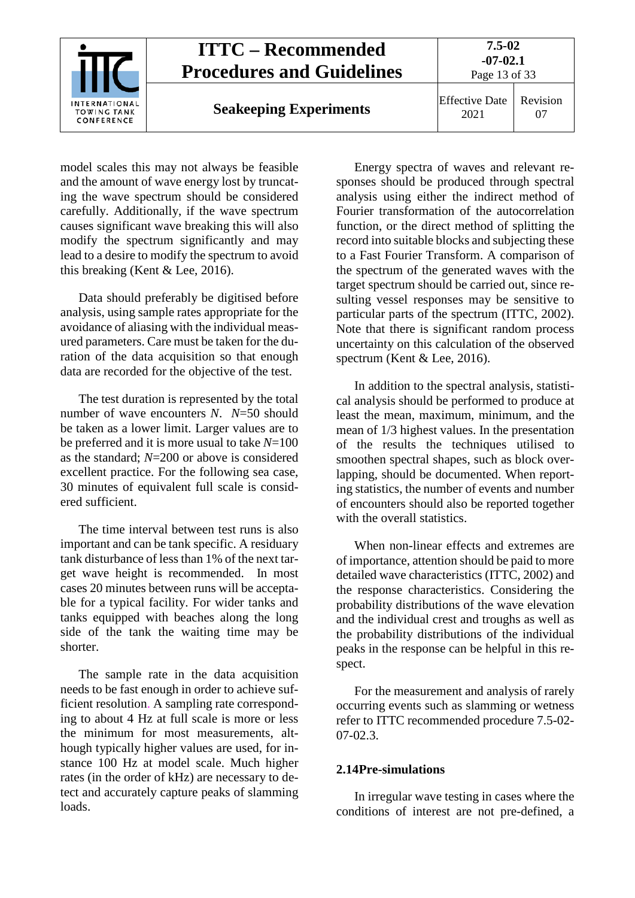model scales this may not always be feasible and the amount of wave energy lost by truncating the wave spectrum should be considered carefully. Additionally, if the wave spectrum causes significant wave breaking this will also modify the spectrum significantly and may lead to a desire to modify the spectrum to avoid this breaking (Kent & Lee, 2016).

Data should preferably be digitised before analysis, using sample rates appropriate for the avoidance of aliasing with the individual measured parameters. Care must be taken for the duration of the data acquisition so that enough data are recorded for the objective of the test.

The test duration is represented by the total number of wave encounters $N$. $N$=50 should be taken as a lower limit. Larger values are to be preferred and it is more usual to take $N$=100 as the standard; $N$=200 or above is considered excellent practice. For the following sea case, 30 minutes of equivalent full scale is considered sufficient.

The time interval between test runs is also important and can be tank specific. A residuary tank disturbance of less than 1% of the next target wave height is recommended. In most cases 20 minutes between runs will be acceptable for a typical facility. For wider tanks and tanks equipped with beaches along the long side of the tank the waiting time may be shorter.

The sample rate in the data acquisition needs to be fast enough in order to achieve sufficient resolution. A sampling rate corresponding to about 4 Hz at full scale is more or less the minimum for most measurements, although typically higher values are used, for instance 100 Hz at model scale. Much higher rates (in the order of kHz) are necessary to detect and accurately capture peaks of slamming loads.

Energy spectra of waves and relevant responses should be produced through spectral analysis using either the indirect method of Fourier transformation of the autocorrelation function, or the direct method of splitting the record into suitable blocks and subjecting these to a Fast Fourier Transform. A comparison of the spectrum of the generated waves with the target spectrum should be carried out, since resulting vessel responses may be sensitive to particular parts of the spectrum (ITTC, 2002). Note that there is significant random process uncertainty on this calculation of the observed spectrum (Kent & Lee, 2016).

In addition to the spectral analysis, statistical analysis should be performed to produce at least the mean, maximum, minimum, and the mean of 1/3 highest values. In the presentation of the results the techniques utilised to smoothen spectral shapes, such as block overlapping, should be documented. When reporting statistics, the number of events and number of encounters should also be reported together with the overall statistics.

When non-linear effects and extremes are of importance, attention should be paid to more detailed wave characteristics (ITTC, 2002) and the response characteristics. Considering the probability distributions of the wave elevation and the individual crest and troughs as well as the probability distributions of the individual peaks in the response can be helpful in this respect.

For the measurement and analysis of rarely occurring events such as slamming or wetness refer to ITTC recommended procedure 7.5-02-07-02.3.

## 2.14 Pre-simulations

In irregular wave testing in cases where the conditions of interest are not pre-defined, a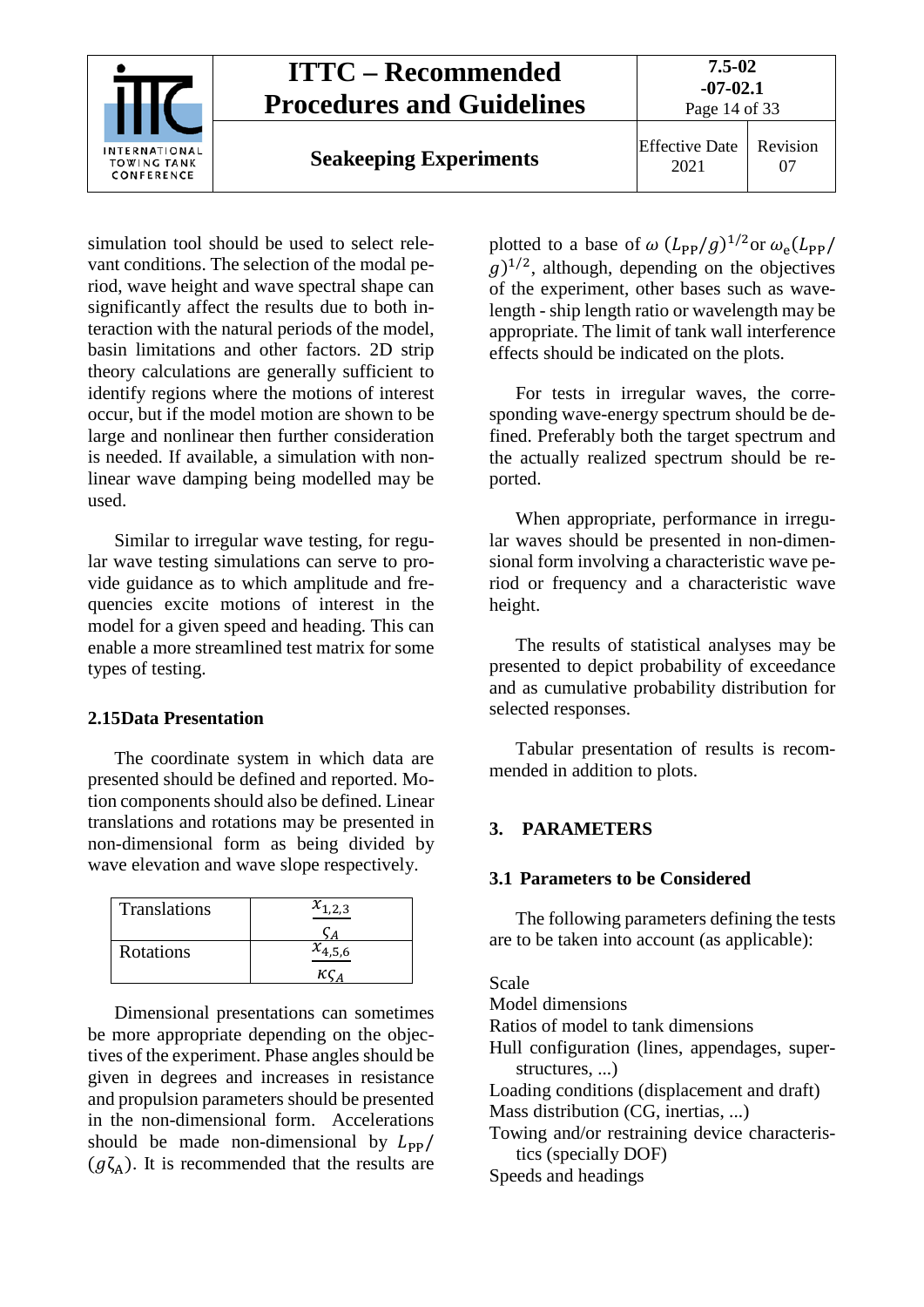simulation tool should be used to select relevant conditions. The selection of the modal period, wave height and wave spectral shape can significantly affect the results due to both interaction with the natural periods of the model, basin limitations and other factors. 2D strip theory calculations are generally sufficient to identify regions where the motions of interest occur, but if the model motion are shown to be large and nonlinear then further consideration is needed. If available, a simulation with nonlinear wave damping being modelled may be used.

Similar to irregular wave testing, for regular wave testing simulations can serve to provide guidance as to which amplitude and frequencies excite motions of interest in the model for a given speed and heading. This can enable a more streamlined test matrix for some types of testing.

### 2.15 Data Presentation

The coordinate system in which data are presented should be defined and reported. Motion components should also be defined. Linear translations and rotations may be presented in non-dimensional form as being divided by wave elevation and wave slope respectively.

| Translations | $\frac{x_{1,2,3}}{\varsigma_A}$ |
|---|---|
| Rotations | $\frac{x_{4,5,6}}{\kappa\varsigma_A}$ |

Dimensional presentations can sometimes be more appropriate depending on the objectives of the experiment. Phase angles should be given in degrees and increases in resistance and propulsion parameters should be presented in the non-dimensional form. Accelerations should be made non-dimensional by $L_{\mathrm{PP}}/(g\zeta_{\mathrm{A}})$. It is recommended that the results are plotted to a base of $\omega\ (L_{\mathrm{PP}}/g)^{1/2}$ or $\omega_{\mathrm{e}}(L_{\mathrm{PP}}/g)^{1/2}$, although, depending on the objectives of the experiment, other bases such as wavelength - ship length ratio or wavelength may be appropriate. The limit of tank wall interference effects should be indicated on the plots.

For tests in irregular waves, the corresponding wave-energy spectrum should be defined. Preferably both the target spectrum and the actually realized spectrum should be reported.

When appropriate, performance in irregular waves should be presented in non-dimensional form involving a characteristic wave period or frequency and a characteristic wave height.

The results of statistical analyses may be presented to depict probability of exceedance and as cumulative probability distribution for selected responses.

Tabular presentation of results is recommended in addition to plots.

## 3. PARAMETERS

### 3.1 Parameters to be Considered

The following parameters defining the tests are to be taken into account (as applicable):

Scale
Model dimensions
Ratios of model to tank dimensions
Hull configuration (lines, appendages, superstructures, ...)
Loading conditions (displacement and draft)
Mass distribution (CG, inertias, ...)
Towing and/or restraining device characteristics (specially DOF)
Speeds and headings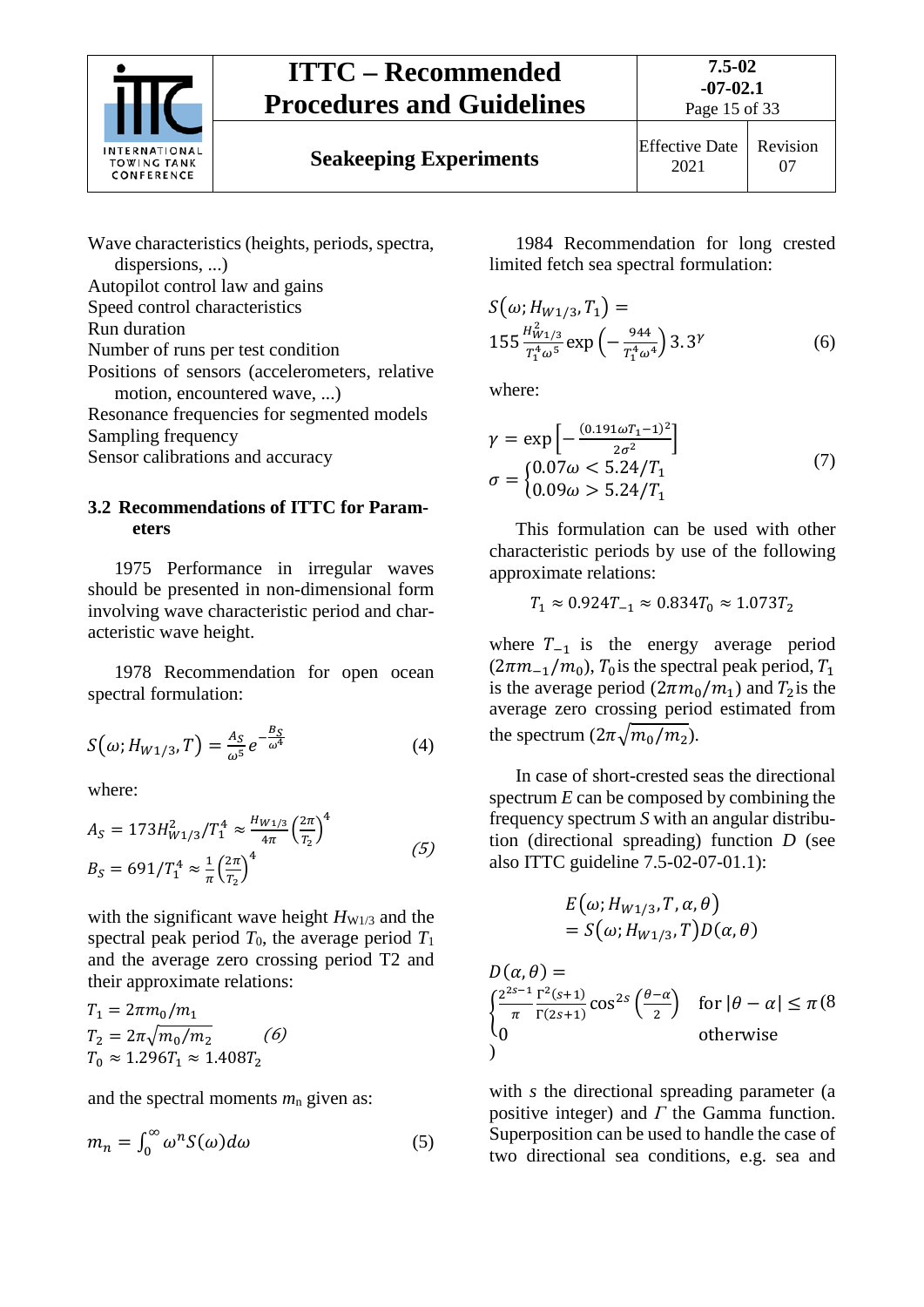Wave characteristics (heights, periods, spectra, dispersions, ...)
Autopilot control law and gains
Speed control characteristics
Run duration
Number of runs per test condition
Positions of sensors (accelerometers, relative motion, encountered wave, ...)
Resonance frequencies for segmented models
Sampling frequency
Sensor calibrations and accuracy

### 3.2 Recommendations of ITTC for Parameters

1975 Performance in irregular waves should be presented in non-dimensional form involving wave characteristic period and characteristic wave height.

1978 Recommendation for open ocean spectral formulation:

$$S(\omega; H_{W1/3}, T) = \frac{A_S}{\omega^5} e^{-\frac{B_S}{\omega^4}} \tag{4}$$

where:

$$\begin{aligned} A_S &= 173 H_{W1/3}^2 / T_1^4 \approx \frac{H_{W1/3}}{4\pi}\left(\frac{2\pi}{T_2}\right)^4 \\ B_S &= 691/T_1^4 \approx \frac{1}{\pi}\left(\frac{2\pi}{T_2}\right)^4 \end{aligned} \tag{5}$$

with the significant wave height $H_{W1/3}$ and the spectral peak period $T_0$, the average period $T_1$ and the average zero crossing period T2 and their approximate relations:

$$\begin{aligned} T_1 &= 2\pi m_0/m_1 \\ T_2 &= 2\pi\sqrt{m_0/m_2} \\ T_0 &\approx 1.296 T_1 \approx 1.408 T_2 \end{aligned} \tag{6}$$

and the spectral moments $m_n$ given as:

$$m_n = \int_0^\infty \omega^n S(\omega) d\omega \tag{5}$$

1984 Recommendation for long crested limited fetch sea spectral formulation:

$$S(\omega; H_{W1/3}, T_1) = 155 \frac{H_{W1/3}^2}{T_1^4 \omega^5} \exp\left(-\frac{944}{T_1^4 \omega^4}\right) 3.3^\gamma \tag{6}$$

where:

$$\begin{aligned} \gamma &= \exp\left[-\frac{(0.191\omega T_1 - 1)^2}{2\sigma^2}\right] \\ \sigma &= \begin{cases} 0.07 \omega < 5.24/T_1 \\ 0.09 \omega > 5.24/T_1 \end{cases} \end{aligned} \tag{7}$$

This formulation can be used with other characteristic periods by use of the following approximate relations:

$$T_1 \approx 0.924 T_{-1} \approx 0.834 T_0 \approx 1.073 T_2$$

where $T_{-1}$ is the energy average period $(2\pi m_{-1}/m_0)$, $T_0$ is the spectral peak period, $T_1$ is the average period $(2\pi m_0/m_1)$ and $T_2$ is the average zero crossing period estimated from the spectrum $(2\pi\sqrt{m_0/m_2})$.

In case of short-crested seas the directional spectrum $E$ can be composed by combining the frequency spectrum $S$ with an angular distribution (directional spreading) function $D$ (see also ITTC guideline 7.5-02-07-01.1):

$$E(\omega; H_{W1/3}, T, \alpha, \theta) = S(\omega; H_{W1/3}, T) D(\alpha, \theta)$$

$$D(\alpha, \theta) = \begin{cases} \frac{2^{2s-1}}{\pi} \frac{\Gamma^2(s+1)}{\Gamma(2s+1)} \cos^{2s}\left(\frac{\theta - \alpha}{2}\right) & \text{for } |\theta - \alpha| \le \pi \\ 0 & \text{otherwise} \end{cases} \tag{8}$$

with $s$ the directional spreading parameter (a positive integer) and $\Gamma$ the Gamma function. Superposition can be used to handle the case of two directional sea conditions, e.g. sea and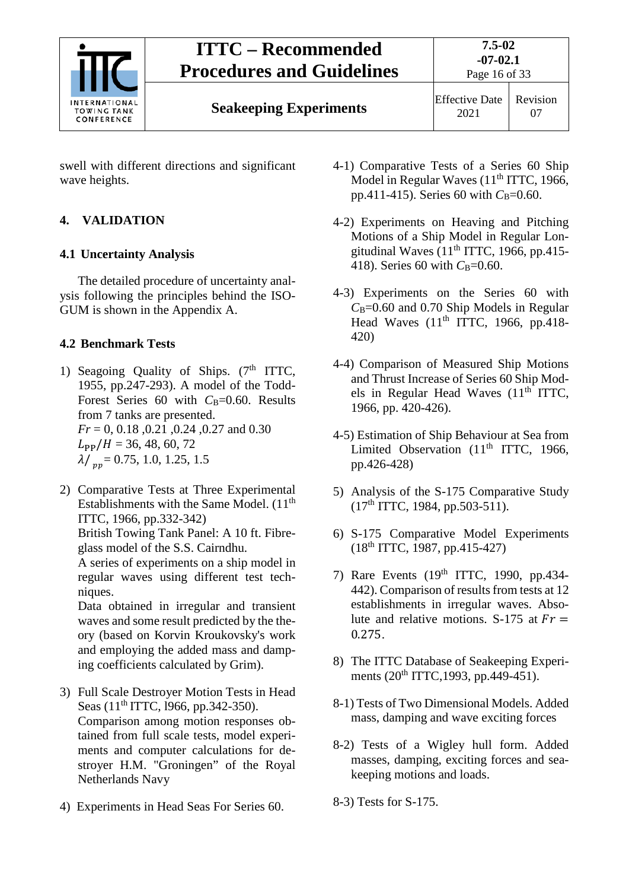swell with different directions and significant wave heights.

## 4. VALIDATION

### 4.1 Uncertainty Analysis

The detailed procedure of uncertainty analysis following the principles behind the ISO-GUM is shown in the Appendix A.

### 4.2 Benchmark Tests

1) Seagoing Quality of Ships. (7th ITTC, 1955, pp.247-293). A model of the Todd-Forest Series 60 with $C_B$=0.60. Results from 7 tanks are presented.
   $Fr$ = 0, 0.18 ,0.21 ,0.24 ,0.27 and 0.30
   $L_{PP}/H$ = 36, 48, 60, 72
   $\lambda/_{pp}$ = 0.75, 1.0, 1.25, 1.5

2) Comparative Tests at Three Experimental Establishments with the Same Model. (11th ITTC, 1966, pp.332-342)
   British Towing Tank Panel: A 10 ft. Fibreglass model of the S.S. Cairndhu.
   A series of experiments on a ship model in regular waves using different test techniques.
   Data obtained in irregular and transient waves and some result predicted by the theory (based on Korvin Kroukovsky's work and employing the added mass and damping coefficients calculated by Grim).

3) Full Scale Destroyer Motion Tests in Head Seas (11th ITTC, l966, pp.342-350).
   Comparison among motion responses obtained from full scale tests, model experiments and computer calculations for destroyer H.M. "Groningen" of the Royal Netherlands Navy

4) Experiments in Head Seas For Series 60.

4-1) Comparative Tests of a Series 60 Ship Model in Regular Waves (11th ITTC, 1966, pp.411-415). Series 60 with $C_B$=0.60.

4-2) Experiments on Heaving and Pitching Motions of a Ship Model in Regular Longitudinal Waves (11th ITTC, 1966, pp.415-418). Series 60 with $C_B$=0.60.

4-3) Experiments on the Series 60 with $C_B$=0.60 and 0.70 Ship Models in Regular Head Waves (11th ITTC, 1966, pp.418-420)

4-4) Comparison of Measured Ship Motions and Thrust Increase of Series 60 Ship Models in Regular Head Waves (11th ITTC, 1966, pp. 420-426).

4-5) Estimation of Ship Behaviour at Sea from Limited Observation (11th ITTC, 1966, pp.426-428)

5) Analysis of the S-175 Comparative Study (17th ITTC, 1984, pp.503-511).

6) S-175 Comparative Model Experiments (18th ITTC, 1987, pp.415-427)

7) Rare Events (19th ITTC, 1990, pp.434-442). Comparison of results from tests at 12 establishments in irregular waves. Absolute and relative motions. S-175 at $Fr$ = 0.275.

8) The ITTC Database of Seakeeping Experiments (20th ITTC,1993, pp.449-451).

8-1) Tests of Two Dimensional Models. Added mass, damping and wave exciting forces

8-2) Tests of a Wigley hull form. Added masses, damping, exciting forces and seakeeping motions and loads.

8-3) Tests for S-175.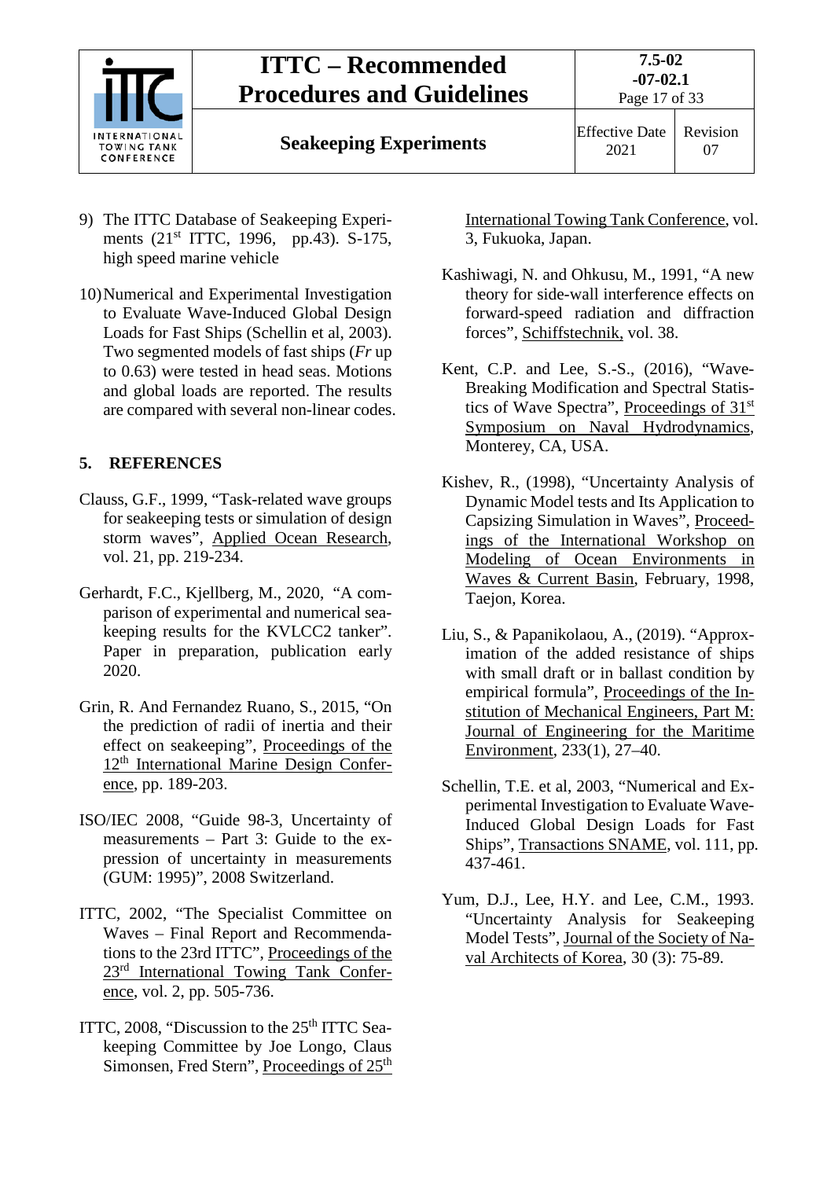9) The ITTC Database of Seakeeping Experiments (21st ITTC, 1996, pp.43). S-175, high speed marine vehicle

10) Numerical and Experimental Investigation to Evaluate Wave-Induced Global Design Loads for Fast Ships (Schellin et al, 2003). Two segmented models of fast ships (*Fr* up to 0.63) were tested in head seas. Motions and global loads are reported. The results are compared with several non-linear codes.

## 5. REFERENCES

Clauss, G.F., 1999, "Task-related wave groups for seakeeping tests or simulation of design storm waves", Applied Ocean Research, vol. 21, pp. 219-234.

Gerhardt, F.C., Kjellberg, M., 2020, "A comparison of experimental and numerical seakeeping results for the KVLCC2 tanker". Paper in preparation, publication early 2020.

Grin, R. And Fernandez Ruano, S., 2015, "On the prediction of radii of inertia and their effect on seakeeping", Proceedings of the 12th International Marine Design Conference, pp. 189-203.

ISO/IEC 2008, "Guide 98-3, Uncertainty of measurements – Part 3: Guide to the expression of uncertainty in measurements (GUM: 1995)", 2008 Switzerland.

ITTC, 2002, "The Specialist Committee on Waves – Final Report and Recommendations to the 23rd ITTC", Proceedings of the 23rd International Towing Tank Conference, vol. 2, pp. 505-736.

ITTC, 2008, "Discussion to the 25th ITTC Seakeeping Committee by Joe Longo, Claus Simonsen, Fred Stern", Proceedings of 25th International Towing Tank Conference, vol. 3, Fukuoka, Japan.

Kashiwagi, N. and Ohkusu, M., 1991, "A new theory for side-wall interference effects on forward-speed radiation and diffraction forces", Schiffstechnik, vol. 38.

Kent, C.P. and Lee, S.-S., (2016), "Wave-Breaking Modification and Spectral Statistics of Wave Spectra", Proceedings of 31st Symposium on Naval Hydrodynamics, Monterey, CA, USA.

Kishev, R., (1998), "Uncertainty Analysis of Dynamic Model tests and Its Application to Capsizing Simulation in Waves", Proceedings of the International Workshop on Modeling of Ocean Environments in Waves & Current Basin, February, 1998, Taejon, Korea.

Liu, S., & Papanikolaou, A., (2019). "Approximation of the added resistance of ships with small draft or in ballast condition by empirical formula", Proceedings of the Institution of Mechanical Engineers, Part M: Journal of Engineering for the Maritime Environment, 233(1), 27–40.

Schellin, T.E. et al, 2003, "Numerical and Experimental Investigation to Evaluate Wave-Induced Global Design Loads for Fast Ships", Transactions SNAME, vol. 111, pp. 437-461.

Yum, D.J., Lee, H.Y. and Lee, C.M., 1993. "Uncertainty Analysis for Seakeeping Model Tests", Journal of the Society of Naval Architects of Korea, 30 (3): 75-89.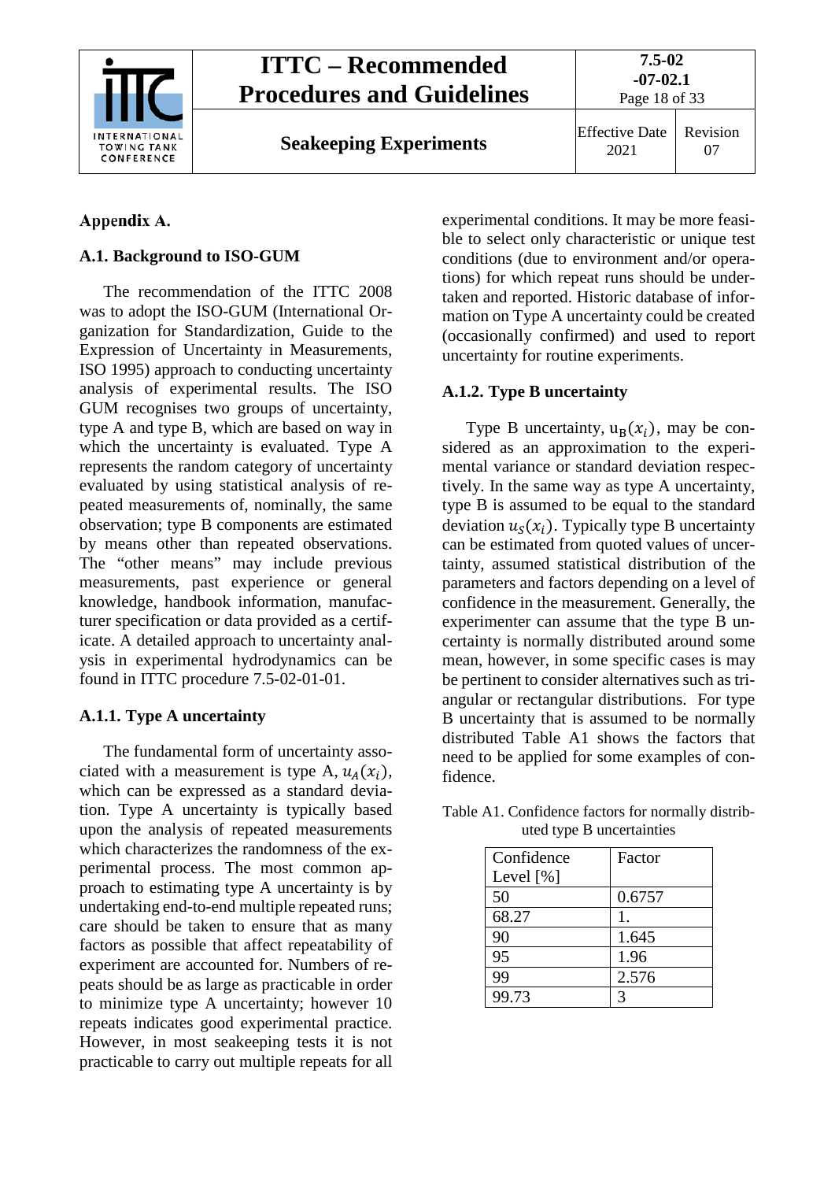## Appendix A.

### A.1. Background to ISO-GUM

The recommendation of the ITTC 2008 was to adopt the ISO-GUM (International Organization for Standardization, Guide to the Expression of Uncertainty in Measurements, ISO 1995) approach to conducting uncertainty analysis of experimental results. The ISO GUM recognises two groups of uncertainty, type A and type B, which are based on way in which the uncertainty is evaluated. Type A represents the random category of uncertainty evaluated by using statistical analysis of repeated measurements of, nominally, the same observation; type B components are estimated by means other than repeated observations. The "other means" may include previous measurements, past experience or general knowledge, handbook information, manufacturer specification or data provided as a certificate. A detailed approach to uncertainty analysis in experimental hydrodynamics can be found in ITTC procedure 7.5-02-01-01.

### A.1.1. Type A uncertainty

The fundamental form of uncertainty associated with a measurement is type A, $u_A(x_i)$, which can be expressed as a standard deviation. Type A uncertainty is typically based upon the analysis of repeated measurements which characterizes the randomness of the experimental process. The most common approach to estimating type A uncertainty is by undertaking end-to-end multiple repeated runs; care should be taken to ensure that as many factors as possible that affect repeatability of experiment are accounted for. Numbers of repeats should be as large as practicable in order to minimize type A uncertainty; however 10 repeats indicates good experimental practice. However, in most seakeeping tests it is not practicable to carry out multiple repeats for all experimental conditions. It may be more feasible to select only characteristic or unique test conditions (due to environment and/or operations) for which repeat runs should be undertaken and reported. Historic database of information on Type A uncertainty could be created (occasionally confirmed) and used to report uncertainty for routine experiments.

### A.1.2. Type B uncertainty

Type B uncertainty, $\mathrm{u_B}(x_i)$, may be considered as an approximation to the experimental variance or standard deviation respectively. In the same way as type A uncertainty, type B is assumed to be equal to the standard deviation $u_S(x_i)$. Typically type B uncertainty can be estimated from quoted values of uncertainty, assumed statistical distribution of the parameters and factors depending on a level of confidence in the measurement. Generally, the experimenter can assume that the type B uncertainty is normally distributed around some mean, however, in some specific cases is may be pertinent to consider alternatives such as triangular or rectangular distributions. For type B uncertainty that is assumed to be normally distributed Table A1 shows the factors that need to be applied for some examples of confidence.

Table A1. Confidence factors for normally distributed type B uncertainties

| Confidence Level [%] | Factor |
|---|---|
| 50 | 0.6757 |
| 68.27 | 1. |
| 90 | 1.645 |
| 95 | 1.96 |
| 99 | 2.576 |
| 99.73 | 3 |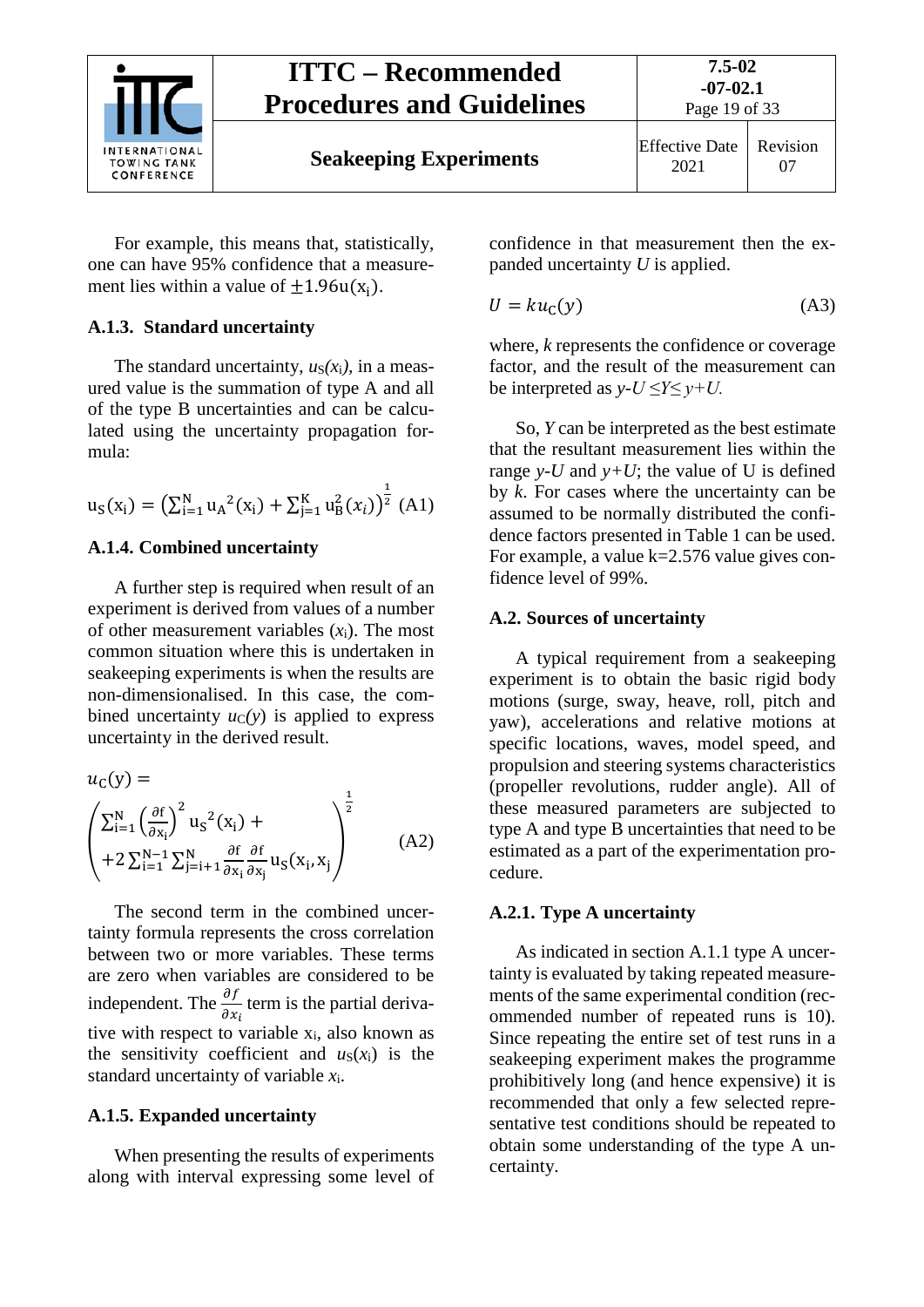For example, this means that, statistically, one can have 95% confidence that a measurement lies within a value of $\pm 1.96\mathrm{u}(\mathrm{x_i})$.

### A.1.3. Standard uncertainty

The standard uncertainty, $u_S(x_i)$, in a measured value is the summation of type A and all of the type B uncertainties and can be calculated using the uncertainty propagation formula:

$$\mathrm{u_S}(\mathrm{x_i}) = \left(\sum_{i=1}^{N} \mathrm{u_A}^2(\mathrm{x_i}) + \sum_{j=1}^{K} \mathrm{u_B^2}(x_i)\right)^{\frac{1}{2}} \quad \text{(A1)}$$

### A.1.4. Combined uncertainty

A further step is required when result of an experiment is derived from values of a number of other measurement variables ($x_i$). The most common situation where this is undertaken in seakeeping experiments is when the results are non-dimensionalised. In this case, the combined uncertainty $u_C(y)$ is applied to express uncertainty in the derived result.

$$u_C(y) = \left( \begin{aligned} &\sum_{i=1}^{N} \left(\frac{\partial f}{\partial x_i}\right)^2 u_S{}^2(x_i) + \\ &+2\sum_{i=1}^{N-1}\sum_{j=i+1}^{N} \frac{\partial f}{\partial x_i}\frac{\partial f}{\partial x_j} u_S(x_i, x_j) \end{aligned} \right)^{\frac{1}{2}} \quad \text{(A2)}$$

The second term in the combined uncertainty formula represents the cross correlation between two or more variables. These terms are zero when variables are considered to be independent. The $\frac{\partial f}{\partial x_i}$ term is the partial derivative with respect to variable $x_i$, also known as the sensitivity coefficient and $u_S(x_i)$ is the standard uncertainty of variable $x_i$.

### A.1.5. Expanded uncertainty

When presenting the results of experiments along with interval expressing some level of confidence in that measurement then the expanded uncertainty $U$ is applied.

$$U = k u_C(y) \quad \text{(A3)}$$

where, $k$ represents the confidence or coverage factor, and the result of the measurement can be interpreted as $y\text{-}U \leq Y \leq y\text{+}U$.

So, $Y$ can be interpreted as the best estimate that the resultant measurement lies within the range $y\text{-}U$ and $y\text{+}U$; the value of U is defined by $k$. For cases where the uncertainty can be assumed to be normally distributed the confidence factors presented in Table 1 can be used. For example, a value k=2.576 value gives confidence level of 99%.

## A.2. Sources of uncertainty

A typical requirement from a seakeeping experiment is to obtain the basic rigid body motions (surge, sway, heave, roll, pitch and yaw), accelerations and relative motions at specific locations, waves, model speed, and propulsion and steering systems characteristics (propeller revolutions, rudder angle). All of these measured parameters are subjected to type A and type B uncertainties that need to be estimated as a part of the experimentation procedure.

### A.2.1. Type A uncertainty

As indicated in section A.1.1 type A uncertainty is evaluated by taking repeated measurements of the same experimental condition (recommended number of repeated runs is 10). Since repeating the entire set of test runs in a seakeeping experiment makes the programme prohibitively long (and hence expensive) it is recommended that only a few selected representative test conditions should be repeated to obtain some understanding of the type A uncertainty.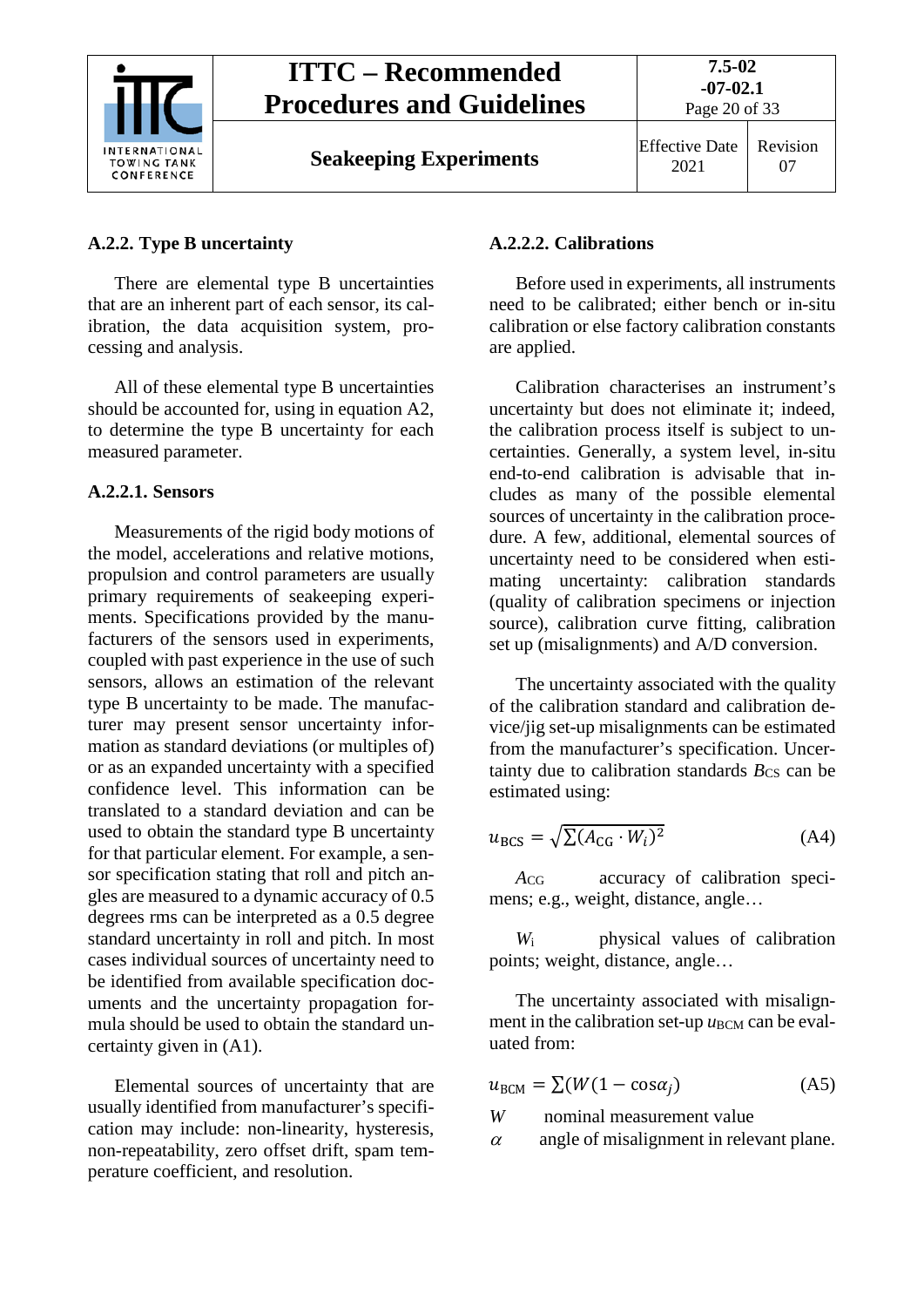### A.2.2. Type B uncertainty

There are elemental type B uncertainties that are an inherent part of each sensor, its calibration, the data acquisition system, processing and analysis.

All of these elemental type B uncertainties should be accounted for, using in equation A2, to determine the type B uncertainty for each measured parameter.

#### A.2.2.1. Sensors

Measurements of the rigid body motions of the model, accelerations and relative motions, propulsion and control parameters are usually primary requirements of seakeeping experiments. Specifications provided by the manufacturers of the sensors used in experiments, coupled with past experience in the use of such sensors, allows an estimation of the relevant type B uncertainty to be made. The manufacturer may present sensor uncertainty information as standard deviations (or multiples of) or as an expanded uncertainty with a specified confidence level. This information can be translated to a standard deviation and can be used to obtain the standard type B uncertainty for that particular element. For example, a sensor specification stating that roll and pitch angles are measured to a dynamic accuracy of 0.5 degrees rms can be interpreted as a 0.5 degree standard uncertainty in roll and pitch. In most cases individual sources of uncertainty need to be identified from available specification documents and the uncertainty propagation formula should be used to obtain the standard uncertainty given in (A1).

Elemental sources of uncertainty that are usually identified from manufacturer's specification may include: non-linearity, hysteresis, non-repeatability, zero offset drift, spam temperature coefficient, and resolution.

#### A.2.2.2. Calibrations

Before used in experiments, all instruments need to be calibrated; either bench or in-situ calibration or else factory calibration constants are applied.

Calibration characterises an instrument's uncertainty but does not eliminate it; indeed, the calibration process itself is subject to uncertainties. Generally, a system level, in-situ end-to-end calibration is advisable that includes as many of the possible elemental sources of uncertainty in the calibration procedure. A few, additional, elemental sources of uncertainty need to be considered when estimating uncertainty: calibration standards (quality of calibration specimens or injection source), calibration curve fitting, calibration set up (misalignments) and A/D conversion.

The uncertainty associated with the quality of the calibration standard and calibration device/jig set-up misalignments can be estimated from the manufacturer's specification. Uncertainty due to calibration standards $B_{CS}$ can be estimated using:

$$u_{\mathrm{BCS}} = \sqrt{\sum (A_{\mathrm{CG}} \cdot W_i)^2} \tag{A4}$$

$A_{CG}$ accuracy of calibration specimens; e.g., weight, distance, angle…

$W_i$ physical values of calibration points; weight, distance, angle…

The uncertainty associated with misalignment in the calibration set-up $u_{BCM}$ can be evaluated from:

$$u_{\mathrm{BCM}} = \sum (W(1 - \cos\alpha_j)) \tag{A5}$$

$W$ nominal measurement value

$\alpha$ angle of misalignment in relevant plane.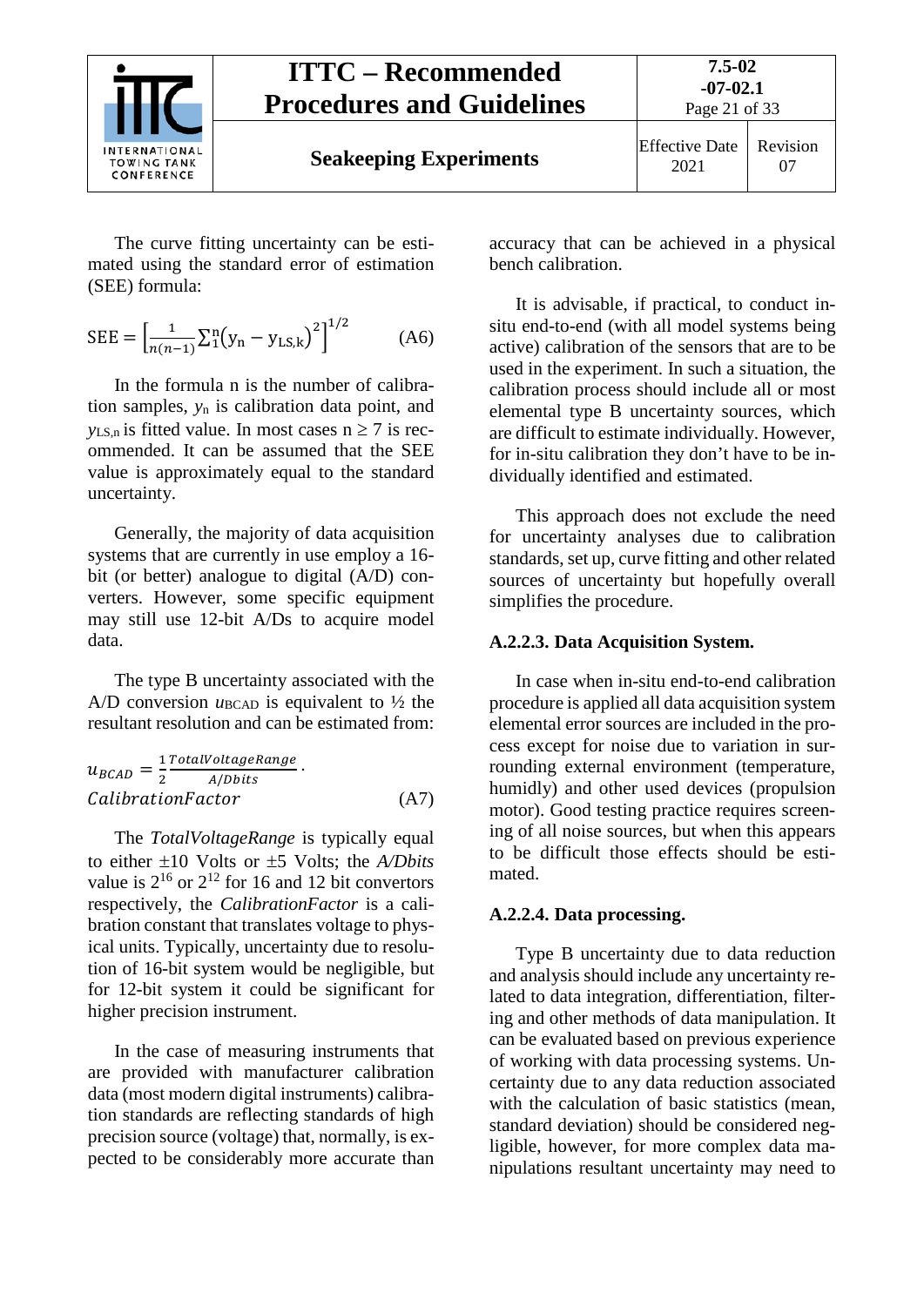The curve fitting uncertainty can be estimated using the standard error of estimation (SEE) formula:

$$\mathrm{SEE} = \left[\frac{1}{n(n-1)}\sum_1^n \left(y_n - y_{LS,k}\right)^2\right]^{1/2} \tag{A6}$$

In the formula n is the number of calibration samples, $y_n$ is calibration data point, and $y_{LS,n}$ is fitted value. In most cases $n \geq 7$ is recommended. It can be assumed that the SEE value is approximately equal to the standard uncertainty.

Generally, the majority of data acquisition systems that are currently in use employ a 16-bit (or better) analogue to digital (A/D) converters. However, some specific equipment may still use 12-bit A/Ds to acquire model data.

The type B uncertainty associated with the A/D conversion $u_{BCAD}$ is equivalent to ½ the resultant resolution and can be estimated from:

$$u_{BCAD} = \frac{1}{2}\frac{TotalVoltageRange}{A/Dbits} \cdot CalibrationFactor \tag{A7}$$

The *TotalVoltageRange* is typically equal to either ±10 Volts or ±5 Volts; the *A/Dbits* value is $2^{16}$ or $2^{12}$ for 16 and 12 bit convertors respectively, the *CalibrationFactor* is a calibration constant that translates voltage to physical units. Typically, uncertainty due to resolution of 16-bit system would be negligible, but for 12-bit system it could be significant for higher precision instrument.

In the case of measuring instruments that are provided with manufacturer calibration data (most modern digital instruments) calibration standards are reflecting standards of high precision source (voltage) that, normally, is expected to be considerably more accurate than accuracy that can be achieved in a physical bench calibration.

It is advisable, if practical, to conduct in-situ end-to-end (with all model systems being active) calibration of the sensors that are to be used in the experiment. In such a situation, the calibration process should include all or most elemental type B uncertainty sources, which are difficult to estimate individually. However, for in-situ calibration they don't have to be individually identified and estimated.

This approach does not exclude the need for uncertainty analyses due to calibration standards, set up, curve fitting and other related sources of uncertainty but hopefully overall simplifies the procedure.

### A.2.2.3. Data Acquisition System.

In case when in-situ end-to-end calibration procedure is applied all data acquisition system elemental error sources are included in the process except for noise due to variation in surrounding external environment (temperature, humidly) and other used devices (propulsion motor). Good testing practice requires screening of all noise sources, but when this appears to be difficult those effects should be estimated.

### A.2.2.4. Data processing.

Type B uncertainty due to data reduction and analysis should include any uncertainty related to data integration, differentiation, filtering and other methods of data manipulation. It can be evaluated based on previous experience of working with data processing systems. Uncertainty due to any data reduction associated with the calculation of basic statistics (mean, standard deviation) should be considered negligible, however, for more complex data manipulations resultant uncertainty may need to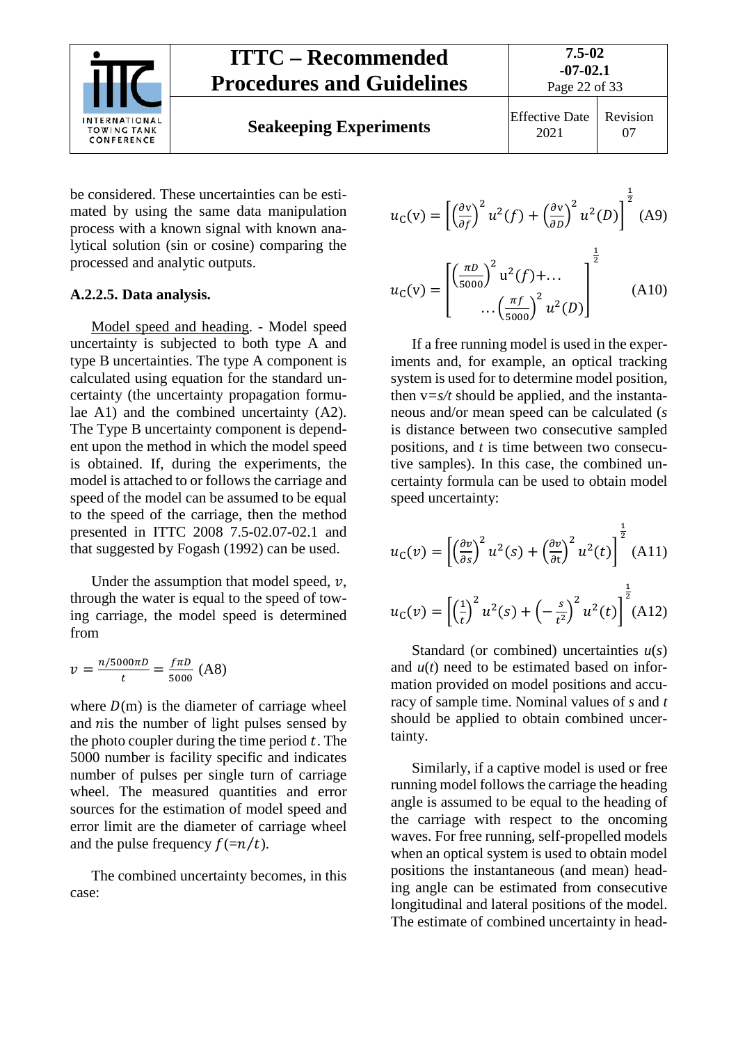be considered. These uncertainties can be estimated by using the same data manipulation process with a known signal with known analytical solution (sin or cosine) comparing the processed and analytic outputs.

#### A.2.2.5. Data analysis.

Model speed and heading. - Model speed uncertainty is subjected to both type A and type B uncertainties. The type A component is calculated using equation for the standard uncertainty (the uncertainty propagation formulae A1) and the combined uncertainty (A2). The Type B uncertainty component is dependent upon the method in which the model speed is obtained. If, during the experiments, the model is attached to or follows the carriage and speed of the model can be assumed to be equal to the speed of the carriage, then the method presented in ITTC 2008 7.5-02.07-02.1 and that suggested by Fogash (1992) can be used.

Under the assumption that model speed, $v$, through the water is equal to the speed of towing carriage, the model speed is determined from

$$v = \frac{n/5000\pi D}{t} = \frac{f\pi D}{5000} \quad \text{(A8)}$$

where $D$(m) is the diameter of carriage wheel and $n$is the number of light pulses sensed by the photo coupler during the time period $t$. The 5000 number is facility specific and indicates number of pulses per single turn of carriage wheel. The measured quantities and error sources for the estimation of model speed and error limit are the diameter of carriage wheel and the pulse frequency $f\,(=n/t)$.

The combined uncertainty becomes, in this case:

$$u_C(\text{v}) = \left[\left(\frac{\partial \text{v}}{\partial f}\right)^2 u^2(f) + \left(\frac{\partial \text{v}}{\partial D}\right)^2 u^2(D)\right]^{\frac{1}{2}} \quad \text{(A9)}$$

$$u_C(\text{v}) = \left[\begin{array}{l}\left(\frac{\pi D}{5000}\right)^2 \text{u}^2(f) + \ldots \\ \quad \ldots\left(\frac{\pi f}{5000}\right)^2 u^2(D)\end{array}\right]^{\frac{1}{2}} \quad \text{(A10)}$$

If a free running model is used in the experiments and, for example, an optical tracking system is used for to determine model position, then v=$s/t$ should be applied, and the instantaneous and/or mean speed can be calculated ($s$ is distance between two consecutive sampled positions, and $t$ is time between two consecutive samples). In this case, the combined uncertainty formula can be used to obtain model speed uncertainty:

$$u_C(v) = \left[\left(\frac{\partial v}{\partial s}\right)^2 u^2(s) + \left(\frac{\partial v}{\partial \text{t}}\right)^2 u^2(t)\right]^{\frac{1}{2}} \quad \text{(A11)}$$

$$u_C(v) = \left[\left(\frac{1}{t}\right)^2 u^2(s) + \left(-\frac{s}{t^2}\right)^2 u^2(t)\right]^{\frac{1}{2}} \quad \text{(A12)}$$

Standard (or combined) uncertainties $u(s)$ and $u(t)$ need to be estimated based on information provided on model positions and accuracy of sample time. Nominal values of $s$ and $t$ should be applied to obtain combined uncertainty.

Similarly, if a captive model is used or free running model follows the carriage the heading angle is assumed to be equal to the heading of the carriage with respect to the oncoming waves. For free running, self-propelled models when an optical system is used to obtain model positions the instantaneous (and mean) heading angle can be estimated from consecutive longitudinal and lateral positions of the model. The estimate of combined uncertainty in head-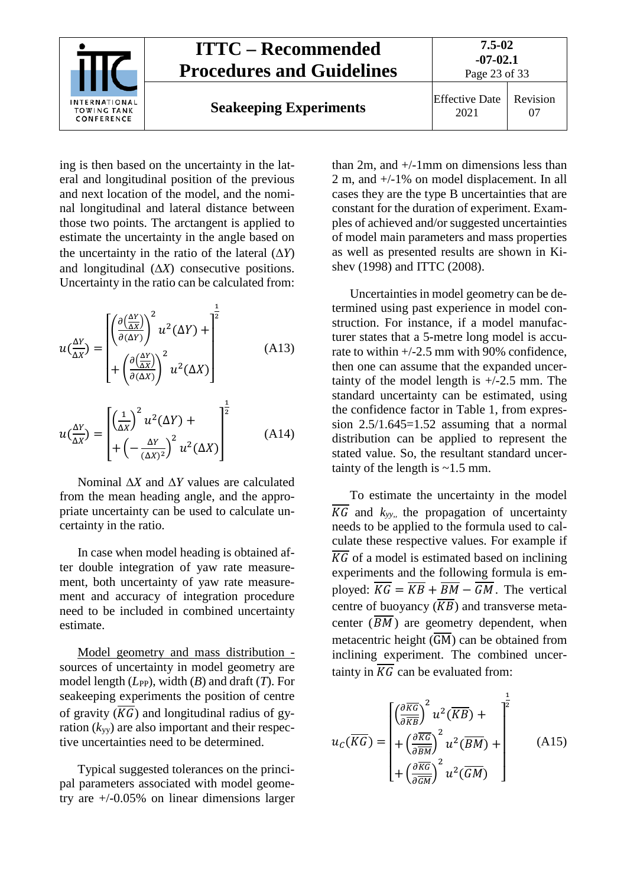ing is then based on the uncertainty in the lateral and longitudinal position of the previous and next location of the model, and the nominal longitudinal and lateral distance between those two points. The arctangent is applied to estimate the uncertainty in the angle based on the uncertainty in the ratio of the lateral ($\Delta Y$) and longitudinal ($\Delta X$) consecutive positions. Uncertainty in the ratio can be calculated from:

$$u\left(\frac{\Delta Y}{\Delta X}\right) = \left[ \begin{array}{l} \left(\frac{\partial\left(\frac{\Delta Y}{\Delta X}\right)}{\partial(\Delta Y)}\right)^2 u^2(\Delta Y) + \\ + \left(\frac{\partial\left(\frac{\Delta Y}{\Delta X}\right)}{\partial(\Delta X)}\right)^2 u^2(\Delta X) \end{array} \right]^{\frac{1}{2}} \tag{A13}$$

$$u\left(\frac{\Delta Y}{\Delta X}\right) = \left[ \begin{array}{l} \left(\frac{1}{\Delta X}\right)^2 u^2(\Delta Y) + \\ + \left(-\frac{\Delta Y}{(\Delta X)^2}\right)^2 u^2(\Delta X) \end{array} \right]^{\frac{1}{2}} \tag{A14}$$

Nominal $\Delta X$ and $\Delta Y$ values are calculated from the mean heading angle, and the appropriate uncertainty can be used to calculate uncertainty in the ratio.

In case when model heading is obtained after double integration of yaw rate measurement, both uncertainty of yaw rate measurement and accuracy of integration procedure need to be included in combined uncertainty estimate.

Model geometry and mass distribution - sources of uncertainty in model geometry are model length ($L_{PP}$), width ($B$) and draft ($T$). For seakeeping experiments the position of centre of gravity ($\overline{KG}$) and longitudinal radius of gyration ($k_{yy}$) are also important and their respective uncertainties need to be determined.

Typical suggested tolerances on the principal parameters associated with model geometry are +/-0.05% on linear dimensions larger than 2m, and +/-1mm on dimensions less than 2 m, and +/-1% on model displacement. In all cases they are the type B uncertainties that are constant for the duration of experiment. Examples of achieved and/or suggested uncertainties of model main parameters and mass properties as well as presented results are shown in Kishev (1998) and ITTC (2008).

Uncertainties in model geometry can be determined using past experience in model construction. For instance, if a model manufacturer states that a 5-metre long model is accurate to within +/-2.5 mm with 90% confidence, then one can assume that the expanded uncertainty of the model length is +/-2.5 mm. The standard uncertainty can be estimated, using the confidence factor in Table 1, from expression 2.5/1.645=1.52 assuming that a normal distribution can be applied to represent the stated value. So, the resultant standard uncertainty of the length is ~1.5 mm.

To estimate the uncertainty in the model $\overline{KG}$ and $k_{yy}$, the propagation of uncertainty needs to be applied to the formula used to calculate these respective values. For example if $\overline{KG}$ of a model is estimated based on inclining experiments and the following formula is employed: $\overline{KG} = \overline{KB} + \overline{BM} - \overline{GM}$. The vertical centre of buoyancy ($\overline{KB}$) and transverse metacenter ($\overline{BM}$) are geometry dependent, when metacentric height ($\overline{GM}$) can be obtained from inclining experiment. The combined uncertainty in $\overline{KG}$ can be evaluated from:

$$u_C(\overline{KG}) = \left[ \begin{array}{l} \left(\frac{\partial \overline{KG}}{\partial \overline{KB}}\right)^2 u^2(\overline{KB}) + \\ + \left(\frac{\partial \overline{KG}}{\partial \overline{BM}}\right)^2 u^2(\overline{BM}) + \\ + \left(\frac{\partial \overline{KG}}{\partial \overline{GM}}\right)^2 u^2(\overline{GM}) \end{array} \right]^{\frac{1}{2}} \tag{A15}$$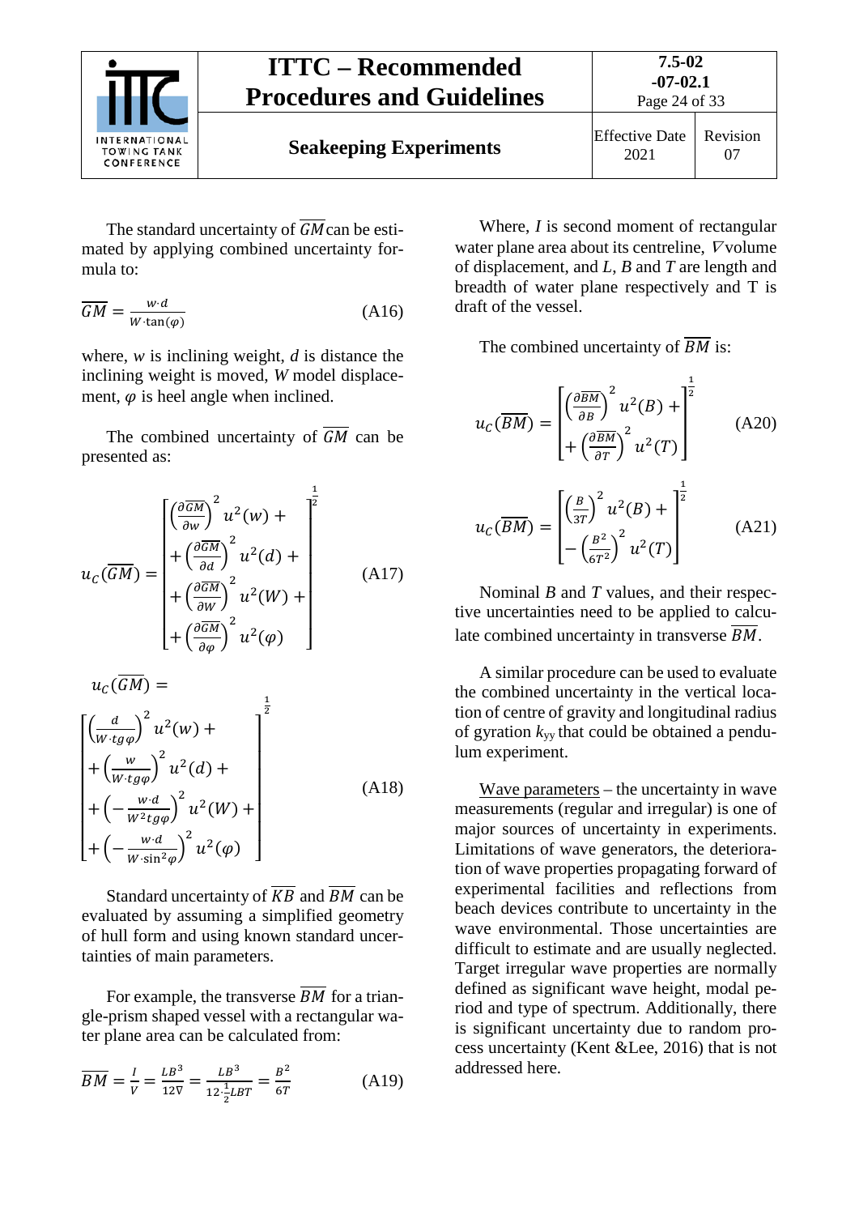The standard uncertainty of $\overline{GM}$ can be estimated by applying combined uncertainty formula to:

$$\overline{GM} = \frac{w \cdot d}{W \cdot \tan(\varphi)} \tag{A16}$$

where, $w$ is inclining weight, $d$ is distance the inclining weight is moved, $W$ model displacement, $\varphi$ is heel angle when inclined.

The combined uncertainty of $\overline{GM}$ can be presented as:

$$u_C(\overline{GM}) = \begin{bmatrix} \left(\frac{\partial \overline{GM}}{\partial w}\right)^2 u^2(w) + \\ + \left(\frac{\partial \overline{GM}}{\partial d}\right)^2 u^2(d) + \\ + \left(\frac{\partial \overline{GM}}{\partial W}\right)^2 u^2(W) + \\ + \left(\frac{\partial \overline{GM}}{\partial \varphi}\right)^2 u^2(\varphi) \end{bmatrix}^{\frac{1}{2}} \tag{A17}$$

$$u_C(\overline{GM}) = \begin{bmatrix} \left(\frac{d}{W \cdot tg\varphi}\right)^2 u^2(w) + \\ + \left(\frac{w}{W \cdot tg\varphi}\right)^2 u^2(d) + \\ + \left(-\frac{w \cdot d}{W^2 tg\varphi}\right)^2 u^2(W) + \\ + \left(-\frac{w \cdot d}{W \cdot \sin^2\varphi}\right)^2 u^2(\varphi) \end{bmatrix}^{\frac{1}{2}} \tag{A18}$$

Standard uncertainty of $\overline{KB}$ and $\overline{BM}$ can be evaluated by assuming a simplified geometry of hull form and using known standard uncertainties of main parameters.

For example, the transverse $\overline{BM}$ for a triangle-prism shaped vessel with a rectangular water plane area can be calculated from:

$$\overline{BM} = \frac{I}{V} = \frac{LB^3}{12\nabla} = \frac{LB^3}{12 \cdot \frac{1}{2} LBT} = \frac{B^2}{6T} \tag{A19}$$

Where, $I$ is second moment of rectangular water plane area about its centreline, $\nabla$ volume of displacement, and $L$, $B$ and $T$ are length and breadth of water plane respectively and T is draft of the vessel.

The combined uncertainty of $\overline{BM}$ is:

$$u_C(\overline{BM}) = \begin{bmatrix} \left(\frac{\partial \overline{BM}}{\partial B}\right)^2 u^2(B) + \\ + \left(\frac{\partial \overline{BM}}{\partial T}\right)^2 u^2(T) \end{bmatrix}^{\frac{1}{2}} \tag{A20}$$

$$u_C(\overline{BM}) = \begin{bmatrix} \left(\frac{B}{3T}\right)^2 u^2(B) + \\ - \left(\frac{B^2}{6T^2}\right)^2 u^2(T) \end{bmatrix}^{\frac{1}{2}} \tag{A21}$$

Nominal $B$ and $T$ values, and their respective uncertainties need to be applied to calculate combined uncertainty in transverse $\overline{BM}$.

A similar procedure can be used to evaluate the combined uncertainty in the vertical location of centre of gravity and longitudinal radius of gyration $k_{yy}$ that could be obtained a pendulum experiment.

Wave parameters – the uncertainty in wave measurements (regular and irregular) is one of major sources of uncertainty in experiments. Limitations of wave generators, the deterioration of wave properties propagating forward of experimental facilities and reflections from beach devices contribute to uncertainty in the wave environmental. Those uncertainties are difficult to estimate and are usually neglected. Target irregular wave properties are normally defined as significant wave height, modal period and type of spectrum. Additionally, there is significant uncertainty due to random process uncertainty (Kent &Lee, 2016) that is not addressed here.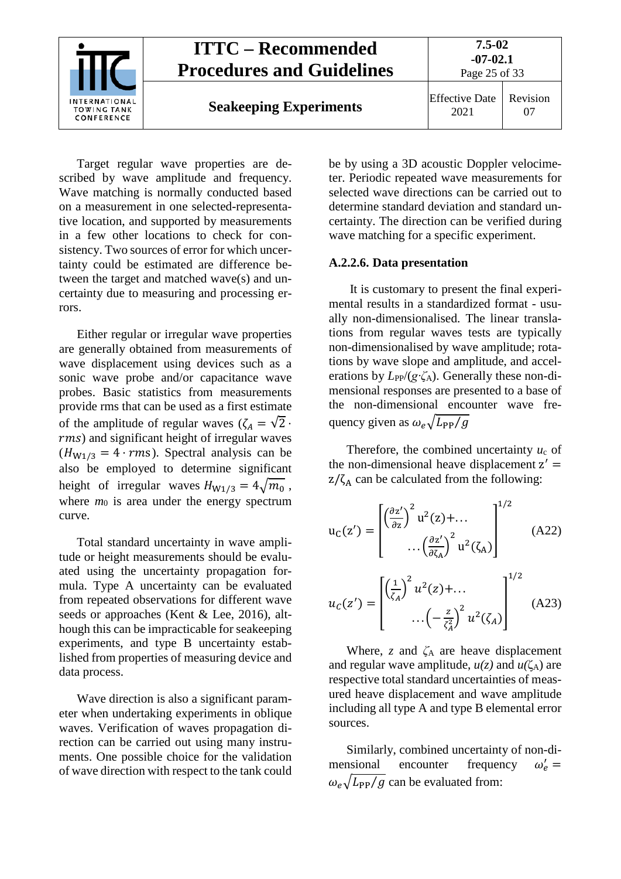Target regular wave properties are described by wave amplitude and frequency. Wave matching is normally conducted based on a measurement in one selected-representative location, and supported by measurements in a few other locations to check for consistency. Two sources of error for which uncertainty could be estimated are difference between the target and matched wave(s) and uncertainty due to measuring and processing errors.

Either regular or irregular wave properties are generally obtained from measurements of wave displacement using devices such as a sonic wave probe and/or capacitance wave probes. Basic statistics from measurements provide rms that can be used as a first estimate of the amplitude of regular waves ($\zeta_A = \sqrt{2} \cdot rms$) and significant height of irregular waves ($H_{W1/3} = 4 \cdot rms$). Spectral analysis can be also be employed to determine significant height of irregular waves $H_{W1/3} = 4\sqrt{m_0}$, where $m_0$ is area under the energy spectrum curve.

Total standard uncertainty in wave amplitude or height measurements should be evaluated using the uncertainty propagation formula. Type A uncertainty can be evaluated from repeated observations for different wave seeds or approaches (Kent & Lee, 2016), although this can be impracticable for seakeeping experiments, and type B uncertainty established from properties of measuring device and data process.

Wave direction is also a significant parameter when undertaking experiments in oblique waves. Verification of waves propagation direction can be carried out using many instruments. One possible choice for the validation of wave direction with respect to the tank could be by using a 3D acoustic Doppler velocimeter. Periodic repeated wave measurements for selected wave directions can be carried out to determine standard deviation and standard uncertainty. The direction can be verified during wave matching for a specific experiment.

#### A.2.2.6. Data presentation

It is customary to present the final experimental results in a standardized format - usually non-dimensionalised. The linear translations from regular waves tests are typically non-dimensionalised by wave amplitude; rotations by wave slope and amplitude, and accelerations by $L_{PP}/(g \cdot \zeta_A)$. Generally these non-dimensional responses are presented to a base of the non-dimensional encounter wave frequency given as $\omega_e\sqrt{L_{PP}/g}$

Therefore, the combined uncertainty $u_c$ of the non-dimensional heave displacement $z' = z/\zeta_A$ can be calculated from the following:

$$u_C(z') = \left[ \left(\frac{\partial z'}{\partial z}\right)^2 u^2(z) + \ldots \atop \ldots \left(\frac{\partial z'}{\partial \zeta_A}\right)^2 u^2(\zeta_A) \right]^{1/2} \tag{A22}$$

$$u_C(z') = \left[ \left(\frac{1}{\zeta_A}\right)^2 u^2(z) + \ldots \atop \ldots \left(-\frac{z}{\zeta_A^2}\right)^2 u^2(\zeta_A) \right]^{1/2} \tag{A23}$$

Where, $z$ and $\zeta_A$ are heave displacement and regular wave amplitude, $u(z)$ and $u(\zeta_A)$ are respective total standard uncertainties of measured heave displacement and wave amplitude including all type A and type B elemental error sources.

Similarly, combined uncertainty of non-dimensional encounter frequency $\omega_e' = \omega_e\sqrt{L_{PP}/g}$ can be evaluated from: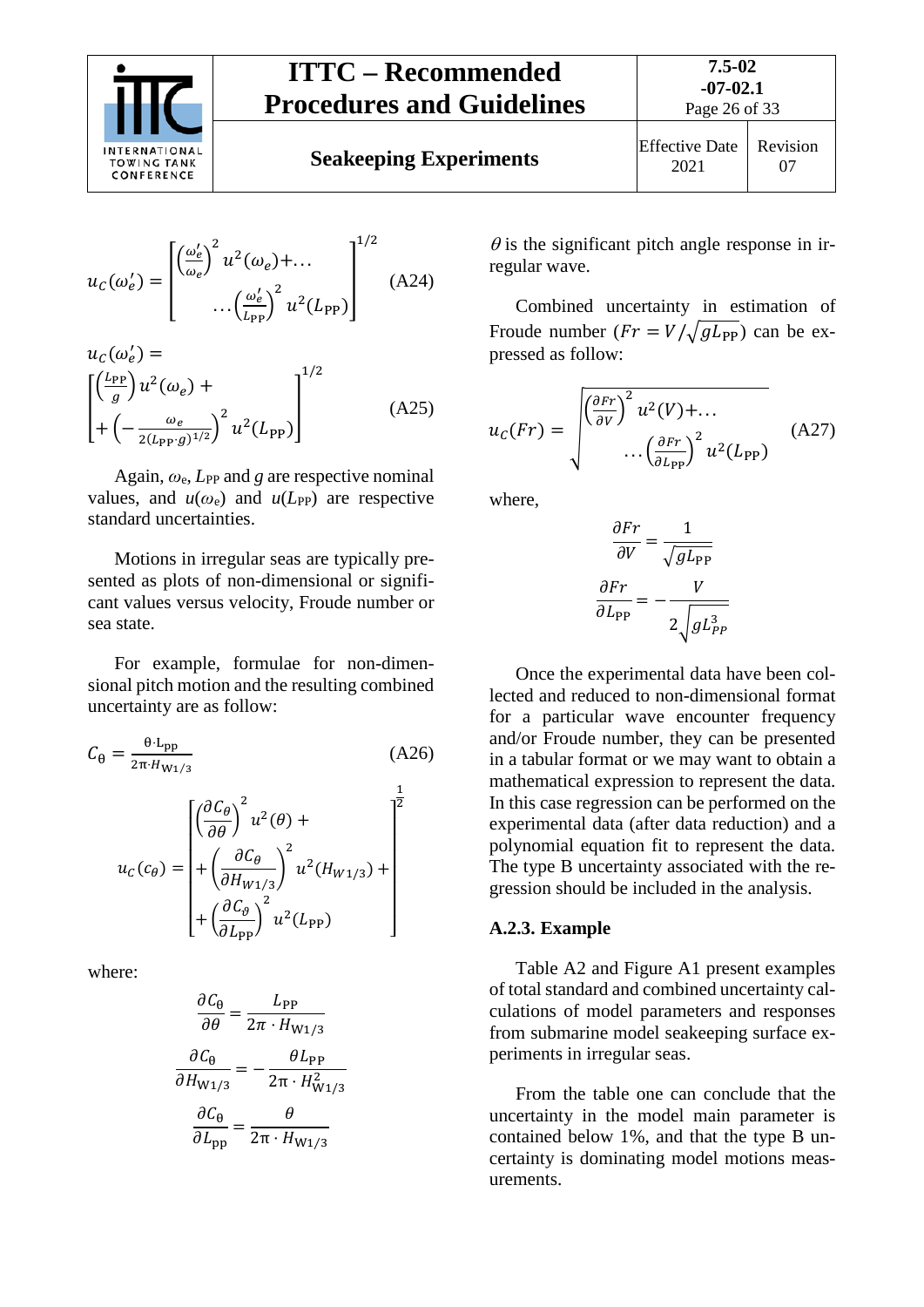$$u_C(\omega_e') = \begin{bmatrix} \left(\frac{\omega_e'}{\omega_e}\right)^2 u^2(\omega_e) + \ldots \\ \ldots \left(\frac{\omega_e'}{L_{\text{PP}}}\right)^2 u^2(L_{\text{PP}}) \end{bmatrix}^{1/2} \quad \text{(A24)}$$

$$u_C(\omega_e') = \begin{bmatrix} \left(\frac{L_{\text{PP}}}{g}\right) u^2(\omega_e) + \\ + \left(-\frac{\omega_e}{2(L_{\text{PP}} \cdot g)^{1/2}}\right)^2 u^2(L_{\text{PP}}) \end{bmatrix}^{1/2} \quad \text{(A25)}$$

Again, $\omega_e$, $L_{PP}$ and $g$ are respective nominal values, and $u(\omega_e)$ and $u(L_{PP})$ are respective standard uncertainties.

Motions in irregular seas are typically presented as plots of non-dimensional or significant values versus velocity, Froude number or sea state.

For example, formulae for non-dimensional pitch motion and the resulting combined uncertainty are as follow:

$$C_\theta = \frac{\theta \cdot L_{\text{pp}}}{2\pi \cdot H_{W1/3}} \quad \text{(A26)}$$

$$u_C(c_\theta) = \begin{bmatrix} \left(\frac{\partial C_\theta}{\partial \theta}\right)^2 u^2(\theta) + \\ + \left(\frac{\partial C_\theta}{\partial H_{W1/3}}\right)^2 u^2(H_{W1/3}) + \\ + \left(\frac{\partial C_\vartheta}{\partial L_{\text{PP}}}\right)^2 u^2(L_{\text{PP}}) \end{bmatrix}^{\frac{1}{2}}$$

where:

$$\frac{\partial C_\theta}{\partial \theta} = \frac{L_{\text{PP}}}{2\pi \cdot H_{W1/3}}$$

$$\frac{\partial C_\theta}{\partial H_{W1/3}} = -\frac{\theta L_{\text{PP}}}{2\pi \cdot H_{W1/3}^2}$$

$$\frac{\partial C_\theta}{\partial L_{\text{pp}}} = \frac{\theta}{2\pi \cdot H_{W1/3}}$$

$\theta$ is the significant pitch angle response in irregular wave.

Combined uncertainty in estimation of Froude number ($Fr = V/\sqrt{gL_{\text{PP}}}$) can be expressed as follow:

$$u_C(Fr) = \sqrt{\begin{matrix} \left(\frac{\partial Fr}{\partial V}\right)^2 u^2(V) + \ldots \\ \ldots \left(\frac{\partial Fr}{\partial L_{\text{PP}}}\right)^2 u^2(L_{\text{PP}}) \end{matrix}} \quad \text{(A27)}$$

where,

$$\frac{\partial Fr}{\partial V} = \frac{1}{\sqrt{gL_{\text{PP}}}}$$

$$\frac{\partial Fr}{\partial L_{\text{PP}}} = -\frac{V}{2\sqrt{gL_{PP}^3}}$$

Once the experimental data have been collected and reduced to non-dimensional format for a particular wave encounter frequency and/or Froude number, they can be presented in a tabular format or we may want to obtain a mathematical expression to represent the data. In this case regression can be performed on the experimental data (after data reduction) and a polynomial equation fit to represent the data. The type B uncertainty associated with the regression should be included in the analysis.

### A.2.3. Example

Table A2 and Figure A1 present examples of total standard and combined uncertainty calculations of model parameters and responses from submarine model seakeeping surface experiments in irregular seas.

From the table one can conclude that the uncertainty in the model main parameter is contained below 1%, and that the type B uncertainty is dominating model motions measurements.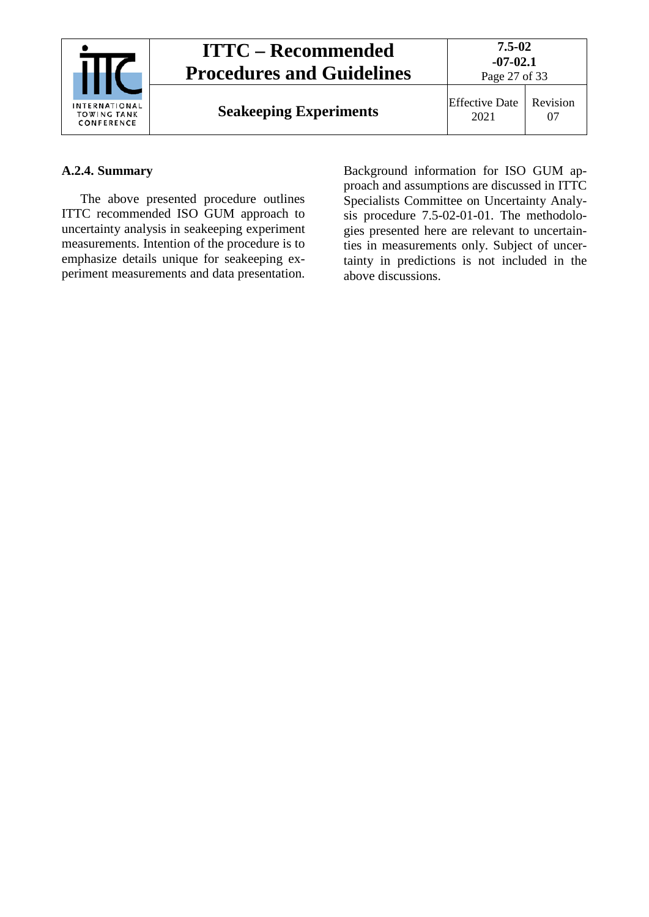### A.2.4. Summary

The above presented procedure outlines ITTC recommended ISO GUM approach to uncertainty analysis in seakeeping experiment measurements. Intention of the procedure is to emphasize details unique for seakeeping experiment measurements and data presentation. Background information for ISO GUM approach and assumptions are discussed in ITTC Specialists Committee on Uncertainty Analysis procedure 7.5-02-01-01. The methodologies presented here are relevant to uncertainties in measurements only. Subject of uncertainty in predictions is not included in the above discussions.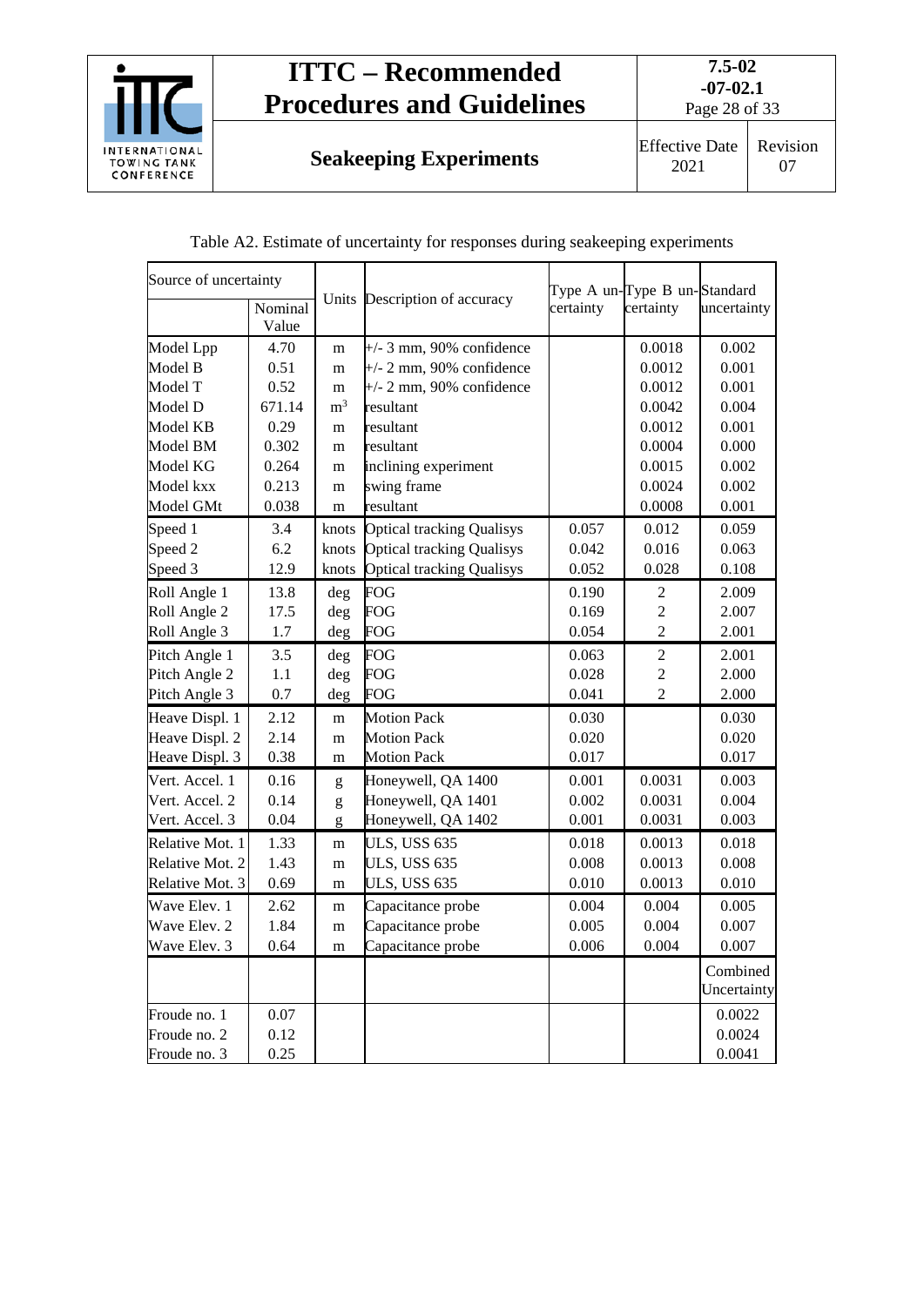Table A2. Estimate of uncertainty for responses during seakeeping experiments

| Source of uncertainty | Nominal Value | Units | Description of accuracy | Type A uncertainty | Type B uncertainty | Standard uncertainty |
|---|---|---|---|---|---|---|
| Model Lpp | 4.70 | m | +/- 3 mm, 90% confidence | | 0.0018 | 0.002 |
| Model B | 0.51 | m | +/- 2 mm, 90% confidence | | 0.0012 | 0.001 |
| Model T | 0.52 | m | +/- 2 mm, 90% confidence | | 0.0012 | 0.001 |
| Model D | 671.14 | $m^3$ | resultant | | 0.0042 | 0.004 |
| Model KB | 0.29 | m | resultant | | 0.0012 | 0.001 |
| Model BM | 0.302 | m | resultant | | 0.0004 | 0.000 |
| Model KG | 0.264 | m | inclining experiment | | 0.0015 | 0.002 |
| Model kxx | 0.213 | m | swing frame | | 0.0024 | 0.002 |
| Model GMt | 0.038 | m | resultant | | 0.0008 | 0.001 |
| Speed 1 | 3.4 | knots | Optical tracking Qualisys | 0.057 | 0.012 | 0.059 |
| Speed 2 | 6.2 | knots | Optical tracking Qualisys | 0.042 | 0.016 | 0.063 |
| Speed 3 | 12.9 | knots | Optical tracking Qualisys | 0.052 | 0.028 | 0.108 |
| Roll Angle 1 | 13.8 | deg | FOG | 0.190 | 2 | 2.009 |
| Roll Angle 2 | 17.5 | deg | FOG | 0.169 | 2 | 2.007 |
| Roll Angle 3 | 1.7 | deg | FOG | 0.054 | 2 | 2.001 |
| Pitch Angle 1 | 3.5 | deg | FOG | 0.063 | 2 | 2.001 |
| Pitch Angle 2 | 1.1 | deg | FOG | 0.028 | 2 | 2.000 |
| Pitch Angle 3 | 0.7 | deg | FOG | 0.041 | 2 | 2.000 |
| Heave Displ. 1 | 2.12 | m | Motion Pack | 0.030 | | 0.030 |
| Heave Displ. 2 | 2.14 | m | Motion Pack | 0.020 | | 0.020 |
| Heave Displ. 3 | 0.38 | m | Motion Pack | 0.017 | | 0.017 |
| Vert. Accel. 1 | 0.16 | g | Honeywell, QA 1400 | 0.001 | 0.0031 | 0.003 |
| Vert. Accel. 2 | 0.14 | g | Honeywell, QA 1401 | 0.002 | 0.0031 | 0.004 |
| Vert. Accel. 3 | 0.04 | g | Honeywell, QA 1402 | 0.001 | 0.0031 | 0.003 |
| Relative Mot. 1 | 1.33 | m | ULS, USS 635 | 0.018 | 0.0013 | 0.018 |
| Relative Mot. 2 | 1.43 | m | ULS, USS 635 | 0.008 | 0.0013 | 0.008 |
| Relative Mot. 3 | 0.69 | m | ULS, USS 635 | 0.010 | 0.0013 | 0.010 |
| Wave Elev. 1 | 2.62 | m | Capacitance probe | 0.004 | 0.004 | 0.005 |
| Wave Elev. 2 | 1.84 | m | Capacitance probe | 0.005 | 0.004 | 0.007 |
| Wave Elev. 3 | 0.64 | m | Capacitance probe | 0.006 | 0.004 | 0.007 |
| | | | | | | Combined Uncertainty |
| Froude no. 1 | 0.07 | | | | | 0.0022 |
| Froude no. 2 | 0.12 | | | | | 0.0024 |
| Froude no. 3 | 0.25 | | | | | 0.0041 |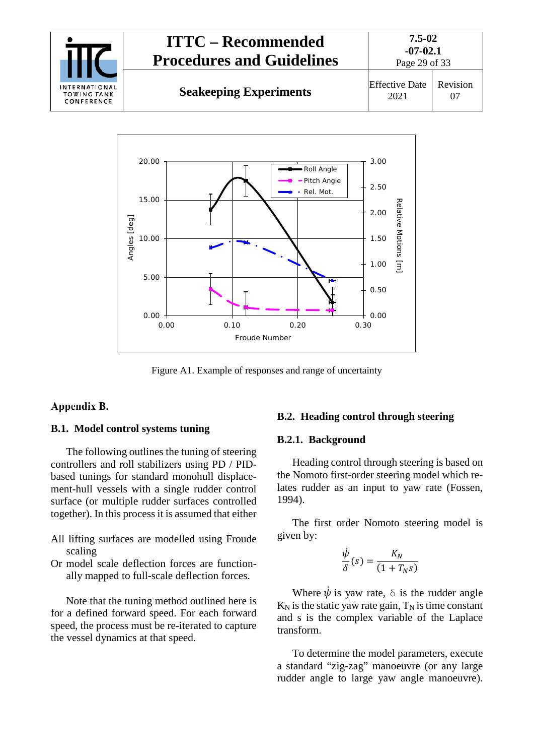Figure A1. Example of responses and range of uncertainty

## Appendix B.

### B.1. Model control systems tuning

The following outlines the tuning of steering controllers and roll stabilizers using PD / PID-based tunings for standard monohull displacement-hull vessels with a single rudder control surface (or multiple rudder surfaces controlled together). In this process it is assumed that either

All lifting surfaces are modelled using Froude scaling

Or model scale deflection forces are functionally mapped to full-scale deflection forces.

Note that the tuning method outlined here is for a defined forward speed. For each forward speed, the process must be re-iterated to capture the vessel dynamics at that speed.

### B.2. Heading control through steering

#### B.2.1. Background

Heading control through steering is based on the Nomoto first-order steering model which relates rudder as an input to yaw rate (Fossen, 1994).

The first order Nomoto steering model is given by:

$$\frac{\dot{\psi}}{\delta}(s) = \frac{K_N}{(1 + T_N s)}$$

Where $\dot{\psi}$ is yaw rate, $\delta$ is the rudder angle $K_N$ is the static yaw rate gain, $T_N$ is time constant and s is the complex variable of the Laplace transform.

To determine the model parameters, execute a standard "zig-zag" manoeuvre (or any large rudder angle to large yaw angle manoeuvre).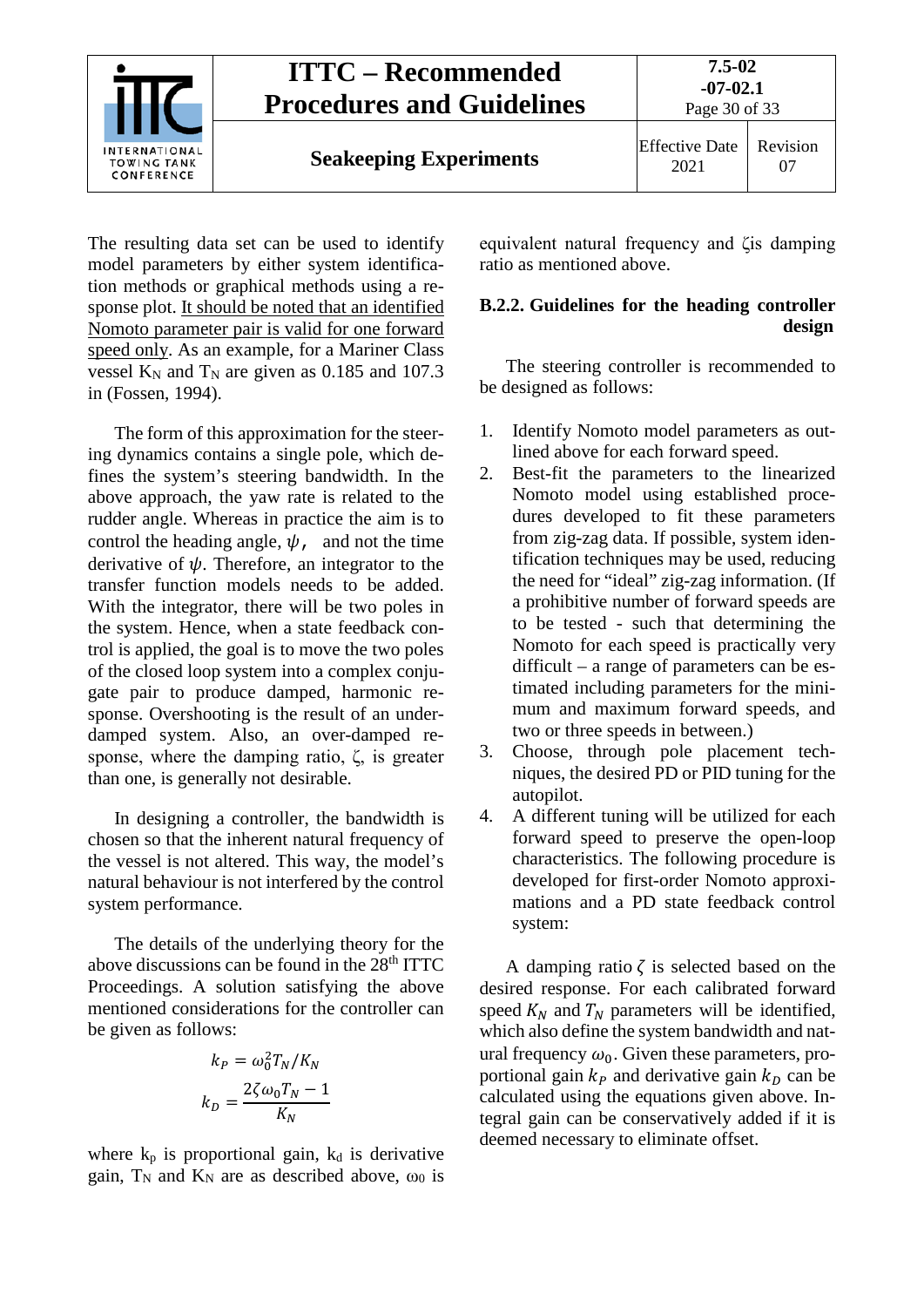The resulting data set can be used to identify model parameters by either system identification methods or graphical methods using a response plot. <u>It should be noted that an identified Nomoto parameter pair is valid for one forward speed only</u>. As an example, for a Mariner Class vessel $K_N$ and $T_N$ are given as 0.185 and 107.3 in (Fossen, 1994).

The form of this approximation for the steering dynamics contains a single pole, which defines the system's steering bandwidth. In the above approach, the yaw rate is related to the rudder angle. Whereas in practice the aim is to control the heading angle, $\psi$, and not the time derivative of $\psi$. Therefore, an integrator to the transfer function models needs to be added. With the integrator, there will be two poles in the system. Hence, when a state feedback control is applied, the goal is to move the two poles of the closed loop system into a complex conjugate pair to produce damped, harmonic response. Overshooting is the result of an underdamped system. Also, an over-damped response, where the damping ratio, $\zeta$, is greater than one, is generally not desirable.

In designing a controller, the bandwidth is chosen so that the inherent natural frequency of the vessel is not altered. This way, the model's natural behaviour is not interfered by the control system performance.

The details of the underlying theory for the above discussions can be found in the 28th ITTC Proceedings. A solution satisfying the above mentioned considerations for the controller can be given as follows:

$$k_P = \omega_0^2 T_N / K_N$$

$$k_D = \frac{2\zeta\omega_0 T_N - 1}{K_N}$$

where $k_p$ is proportional gain, $k_d$ is derivative gain, $T_N$ and $K_N$ are as described above, $\omega_0$ is equivalent natural frequency and $\zeta$ is damping ratio as mentioned above.

### B.2.2. Guidelines for the heading controller design

The steering controller is recommended to be designed as follows:

1. Identify Nomoto model parameters as outlined above for each forward speed.
2. Best-fit the parameters to the linearized Nomoto model using established procedures developed to fit these parameters from zig-zag data. If possible, system identification techniques may be used, reducing the need for "ideal" zig-zag information. (If a prohibitive number of forward speeds are to be tested - such that determining the Nomoto for each speed is practically very difficult – a range of parameters can be estimated including parameters for the minimum and maximum forward speeds, and two or three speeds in between.)
3. Choose, through pole placement techniques, the desired PD or PID tuning for the autopilot.
4. A different tuning will be utilized for each forward speed to preserve the open-loop characteristics. The following procedure is developed for first-order Nomoto approximations and a PD state feedback control system:

A damping ratio $\zeta$ is selected based on the desired response. For each calibrated forward speed $K_N$ and $T_N$ parameters will be identified, which also define the system bandwidth and natural frequency $\omega_0$. Given these parameters, proportional gain $k_P$ and derivative gain $k_D$ can be calculated using the equations given above. Integral gain can be conservatively added if it is deemed necessary to eliminate offset.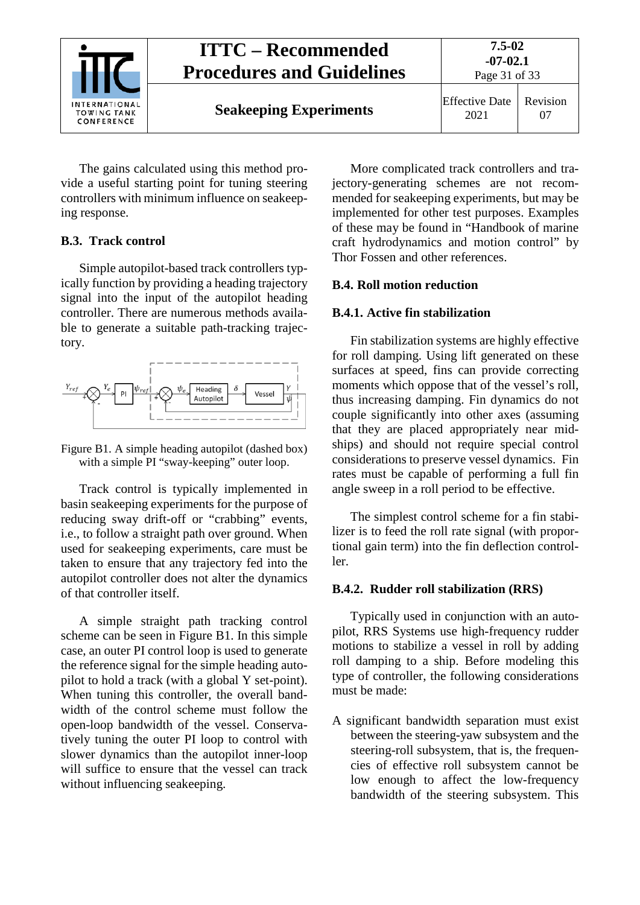The gains calculated using this method provide a useful starting point for tuning steering controllers with minimum influence on seakeeping response.

### B.3. Track control

Simple autopilot-based track controllers typically function by providing a heading trajectory signal into the input of the autopilot heading controller. There are numerous methods available to generate a suitable path-tracking trajectory.

Figure B1. A simple heading autopilot (dashed box) with a simple PI "sway-keeping" outer loop.

Track control is typically implemented in basin seakeeping experiments for the purpose of reducing sway drift-off or "crabbing" events, i.e., to follow a straight path over ground. When used for seakeeping experiments, care must be taken to ensure that any trajectory fed into the autopilot controller does not alter the dynamics of that controller itself.

A simple straight path tracking control scheme can be seen in Figure B1. In this simple case, an outer PI control loop is used to generate the reference signal for the simple heading autopilot to hold a track (with a global Y set-point). When tuning this controller, the overall bandwidth of the control scheme must follow the open-loop bandwidth of the vessel. Conservatively tuning the outer PI loop to control with slower dynamics than the autopilot inner-loop will suffice to ensure that the vessel can track without influencing seakeeping.

More complicated track controllers and trajectory-generating schemes are not recommended for seakeeping experiments, but may be implemented for other test purposes. Examples of these may be found in "Handbook of marine craft hydrodynamics and motion control" by Thor Fossen and other references.

### B.4. Roll motion reduction

#### B.4.1. Active fin stabilization

Fin stabilization systems are highly effective for roll damping. Using lift generated on these surfaces at speed, fins can provide correcting moments which oppose that of the vessel's roll, thus increasing damping. Fin dynamics do not couple significantly into other axes (assuming that they are placed appropriately near midships) and should not require special control considerations to preserve vessel dynamics. Fin rates must be capable of performing a full fin angle sweep in a roll period to be effective.

The simplest control scheme for a fin stabilizer is to feed the roll rate signal (with proportional gain term) into the fin deflection controller.

#### B.4.2. Rudder roll stabilization (RRS)

Typically used in conjunction with an autopilot, RRS Systems use high-frequency rudder motions to stabilize a vessel in roll by adding roll damping to a ship. Before modeling this type of controller, the following considerations must be made:

A significant bandwidth separation must exist between the steering-yaw subsystem and the steering-roll subsystem, that is, the frequencies of effective roll subsystem cannot be low enough to affect the low-frequency bandwidth of the steering subsystem. This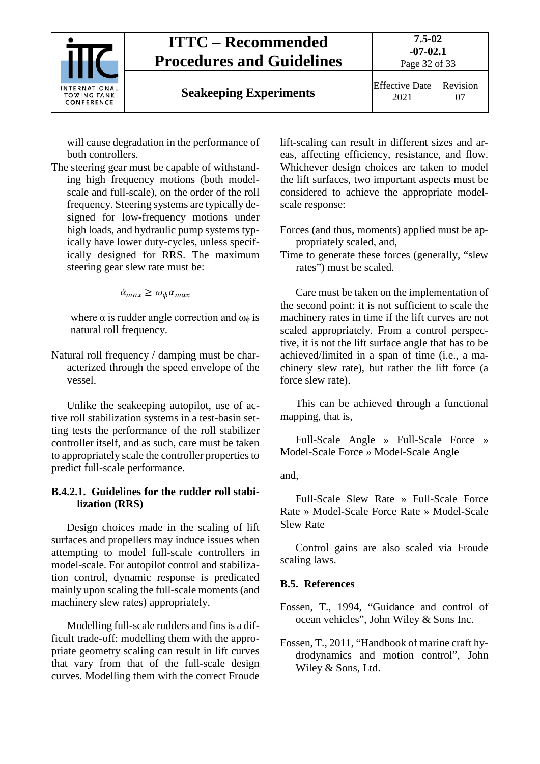will cause degradation in the performance of both controllers.

The steering gear must be capable of withstanding high frequency motions (both model-scale and full-scale), on the order of the roll frequency. Steering systems are typically designed for low-frequency motions under high loads, and hydraulic pump systems typically have lower duty-cycles, unless specifically designed for RRS. The maximum steering gear slew rate must be:

$$\dot{\alpha}_{max} \geq \omega_{\phi} \alpha_{max}$$

where α is rudder angle correction and $\omega_{\phi}$ is natural roll frequency.

Natural roll frequency / damping must be characterized through the speed envelope of the vessel.

Unlike the seakeeping autopilot, use of active roll stabilization systems in a test-basin setting tests the performance of the roll stabilizer controller itself, and as such, care must be taken to appropriately scale the controller properties to predict full-scale performance.

#### B.4.2.1. Guidelines for the rudder roll stabilization (RRS)

Design choices made in the scaling of lift surfaces and propellers may induce issues when attempting to model full-scale controllers in model-scale. For autopilot control and stabilization control, dynamic response is predicated mainly upon scaling the full-scale moments (and machinery slew rates) appropriately.

Modelling full-scale rudders and fins is a difficult trade-off: modelling them with the appropriate geometry scaling can result in lift curves that vary from that of the full-scale design curves. Modelling them with the correct Froude lift-scaling can result in different sizes and areas, affecting efficiency, resistance, and flow. Whichever design choices are taken to model the lift surfaces, two important aspects must be considered to achieve the appropriate model-scale response:

Forces (and thus, moments) applied must be appropriately scaled, and,

Time to generate these forces (generally, "slew rates") must be scaled.

Care must be taken on the implementation of the second point: it is not sufficient to scale the machinery rates in time if the lift curves are not scaled appropriately. From a control perspective, it is not the lift surface angle that has to be achieved/limited in a span of time (i.e., a machinery slew rate), but rather the lift force (a force slew rate).

This can be achieved through a functional mapping, that is,

Full-Scale Angle » Full-Scale Force » Model-Scale Force » Model-Scale Angle

and,

Full-Scale Slew Rate » Full-Scale Force Rate » Model-Scale Force Rate » Model-Scale Slew Rate

Control gains are also scaled via Froude scaling laws.

### B.5. References

Fossen, T., 1994, "Guidance and control of ocean vehicles", John Wiley & Sons Inc.

Fossen, T., 2011, "Handbook of marine craft hydrodynamics and motion control", John Wiley & Sons, Ltd.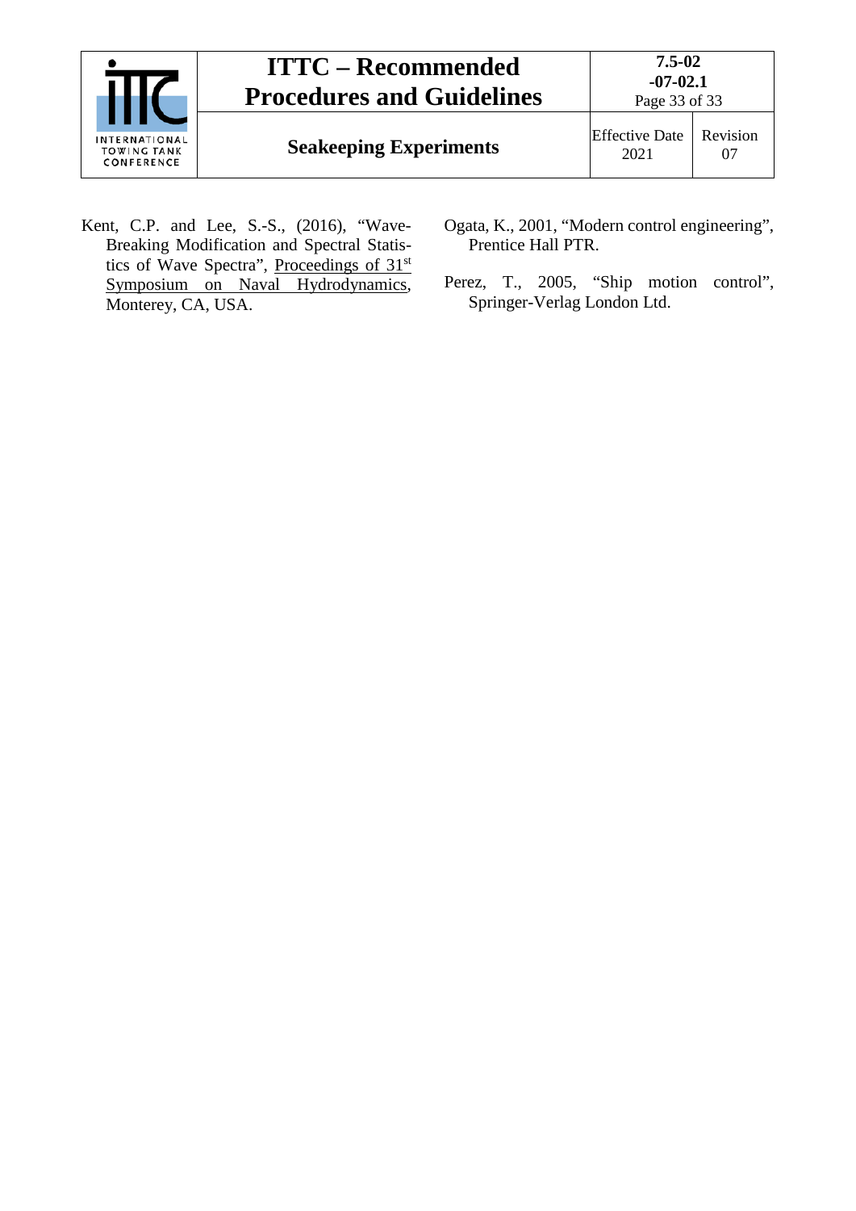Kent, C.P. and Lee, S.-S., (2016), "Wave-Breaking Modification and Spectral Statistics of Wave Spectra", Proceedings of 31st Symposium on Naval Hydrodynamics, Monterey, CA, USA.

Ogata, K., 2001, "Modern control engineering", Prentice Hall PTR.

Perez, T., 2005, "Ship motion control", Springer-Verlag London Ltd.